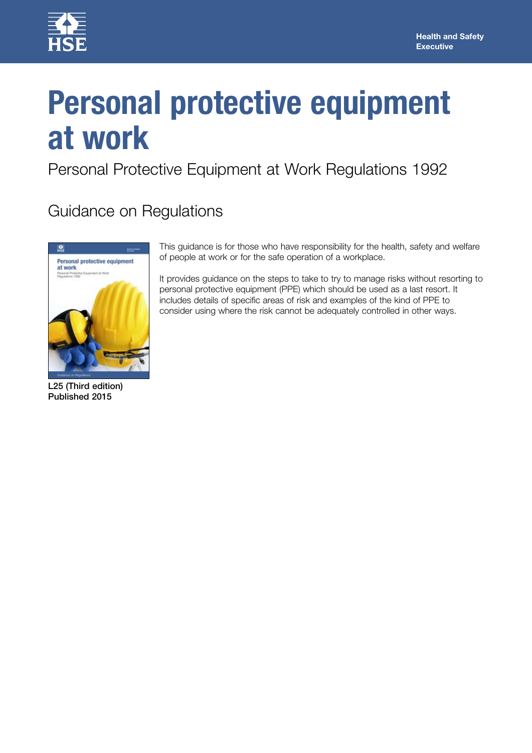Health and Safety Executive

# Personal protective equipment at work

## Personal Protective Equipment at Work Regulations 1992

## Guidance on Regulations

**L25 (Third edition)**
**Published 2015**

This guidance is for those who have responsibility for the health, safety and welfare of people at work or for the safe operation of a workplace.

It provides guidance on the steps to take to try to manage risks without resorting to personal protective equipment (PPE) which should be used as a last resort. It includes details of specific areas of risk and examples of the kind of PPE to consider using where the risk cannot be adequately controlled in other ways.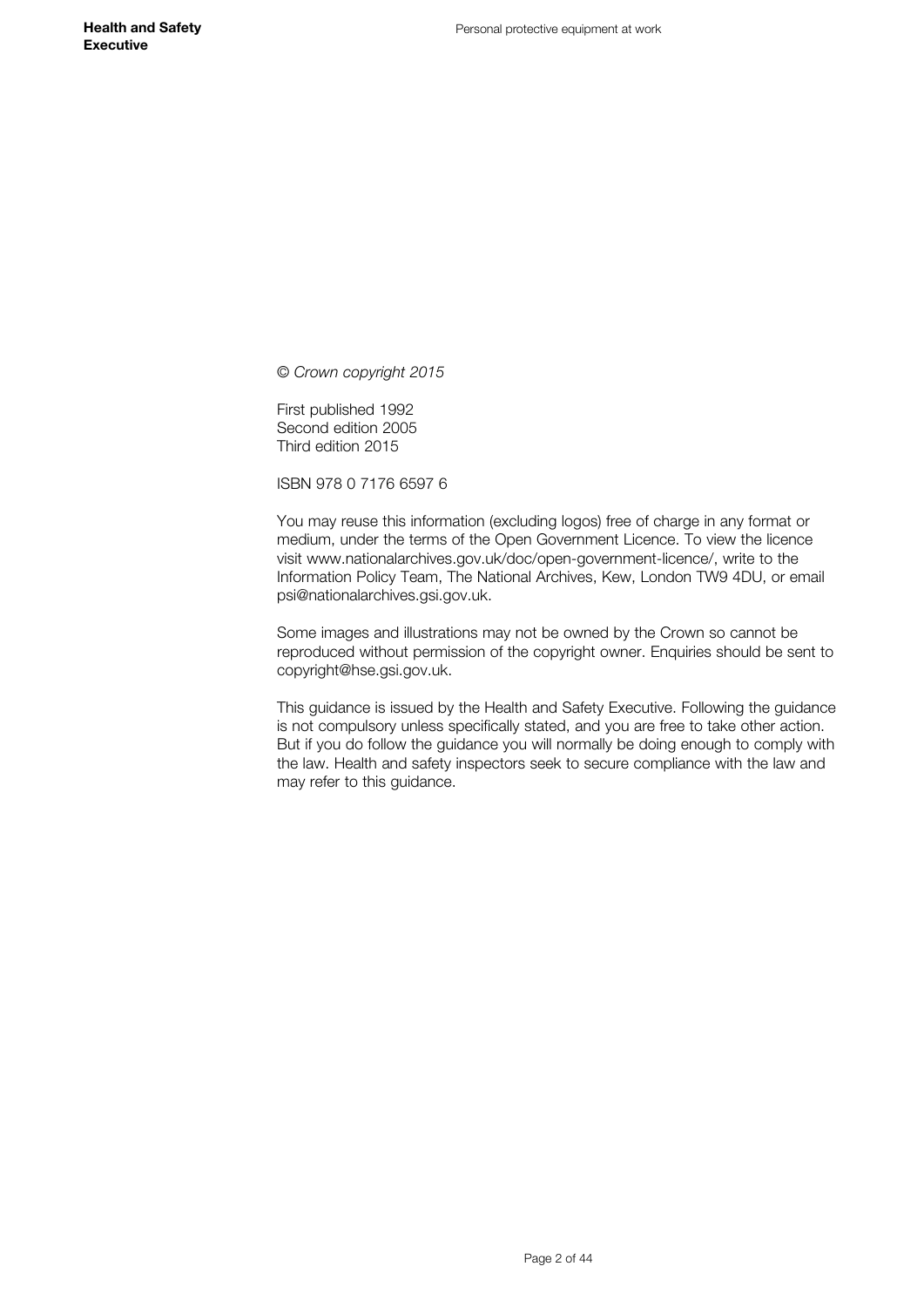*© Crown copyright 2015*

First published 1992
Second edition 2005
Third edition 2015

ISBN 978 0 7176 6597 6

You may reuse this information (excluding logos) free of charge in any format or medium, under the terms of the Open Government Licence. To view the licence visit www.nationalarchives.gov.uk/doc/open-government-licence/, write to the Information Policy Team, The National Archives, Kew, London TW9 4DU, or email psi@nationalarchives.gsi.gov.uk.

Some images and illustrations may not be owned by the Crown so cannot be reproduced without permission of the copyright owner. Enquiries should be sent to copyright@hse.gsi.gov.uk.

This guidance is issued by the Health and Safety Executive. Following the guidance is not compulsory unless specifically stated, and you are free to take other action. But if you do follow the guidance you will normally be doing enough to comply with the law. Health and safety inspectors seek to secure compliance with the law and may refer to this guidance.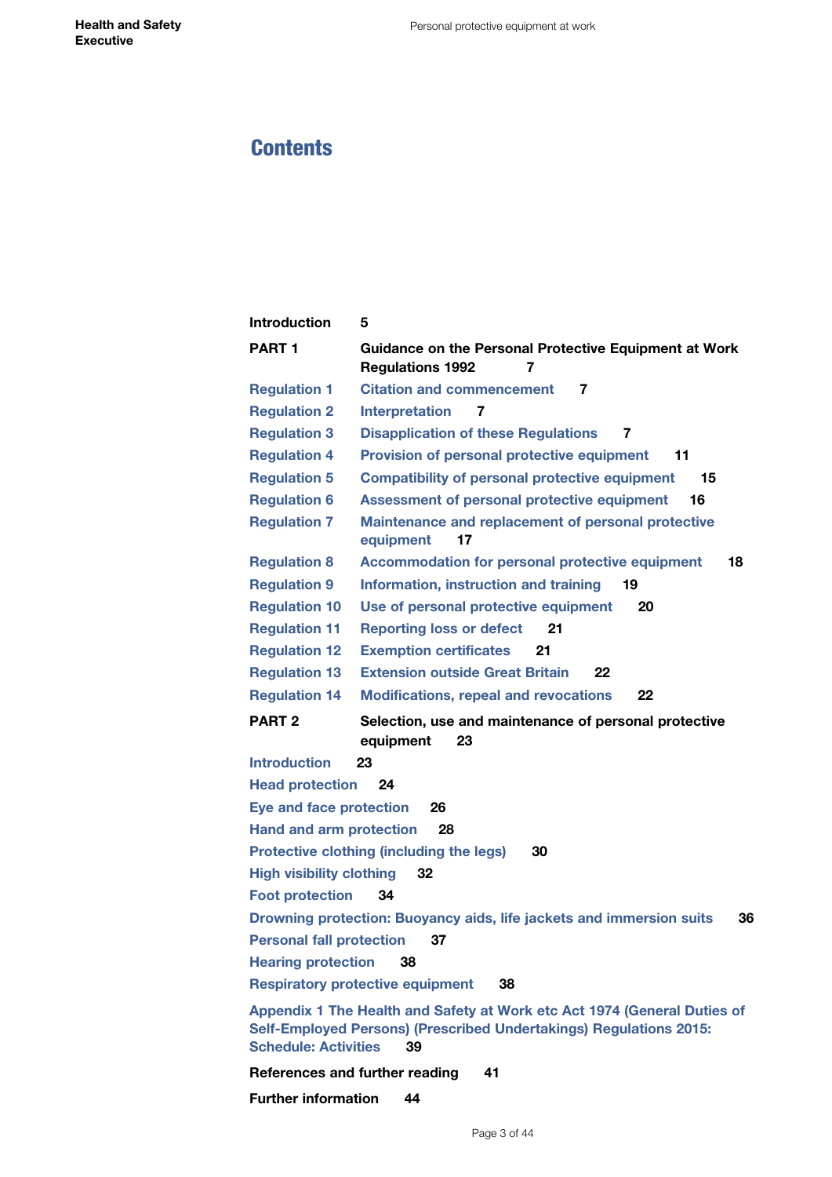# Contents

**Introduction** 5

**PART 1** **Guidance on the Personal Protective Equipment at Work Regulations 1992** 7

Regulation 1 Citation and commencement 7

Regulation 2 Interpretation 7

Regulation 3 Disapplication of these Regulations 7

Regulation 4 Provision of personal protective equipment 11

Regulation 5 Compatibility of personal protective equipment 15

Regulation 6 Assessment of personal protective equipment 16

Regulation 7 Maintenance and replacement of personal protective equipment 17

Regulation 8 Accommodation for personal protective equipment 18

Regulation 9 Information, instruction and training 19

Regulation 10 Use of personal protective equipment 20

Regulation 11 Reporting loss or defect 21

Regulation 12 Exemption certificates 21

Regulation 13 Extension outside Great Britain 22

Regulation 14 Modifications, repeal and revocations 22

**PART 2** **Selection, use and maintenance of personal protective equipment** 23

Introduction 23

Head protection 24

Eye and face protection 26

Hand and arm protection 28

Protective clothing (including the legs) 30

High visibility clothing 32

Foot protection 34

Drowning protection: Buoyancy aids, life jackets and immersion suits 36

Personal fall protection 37

Hearing protection 38

Respiratory protective equipment 38

Appendix 1 The Health and Safety at Work etc Act 1974 (General Duties of Self-Employed Persons) (Prescribed Undertakings) Regulations 2015: Schedule: Activities 39

**References and further reading** 41

**Further information** 44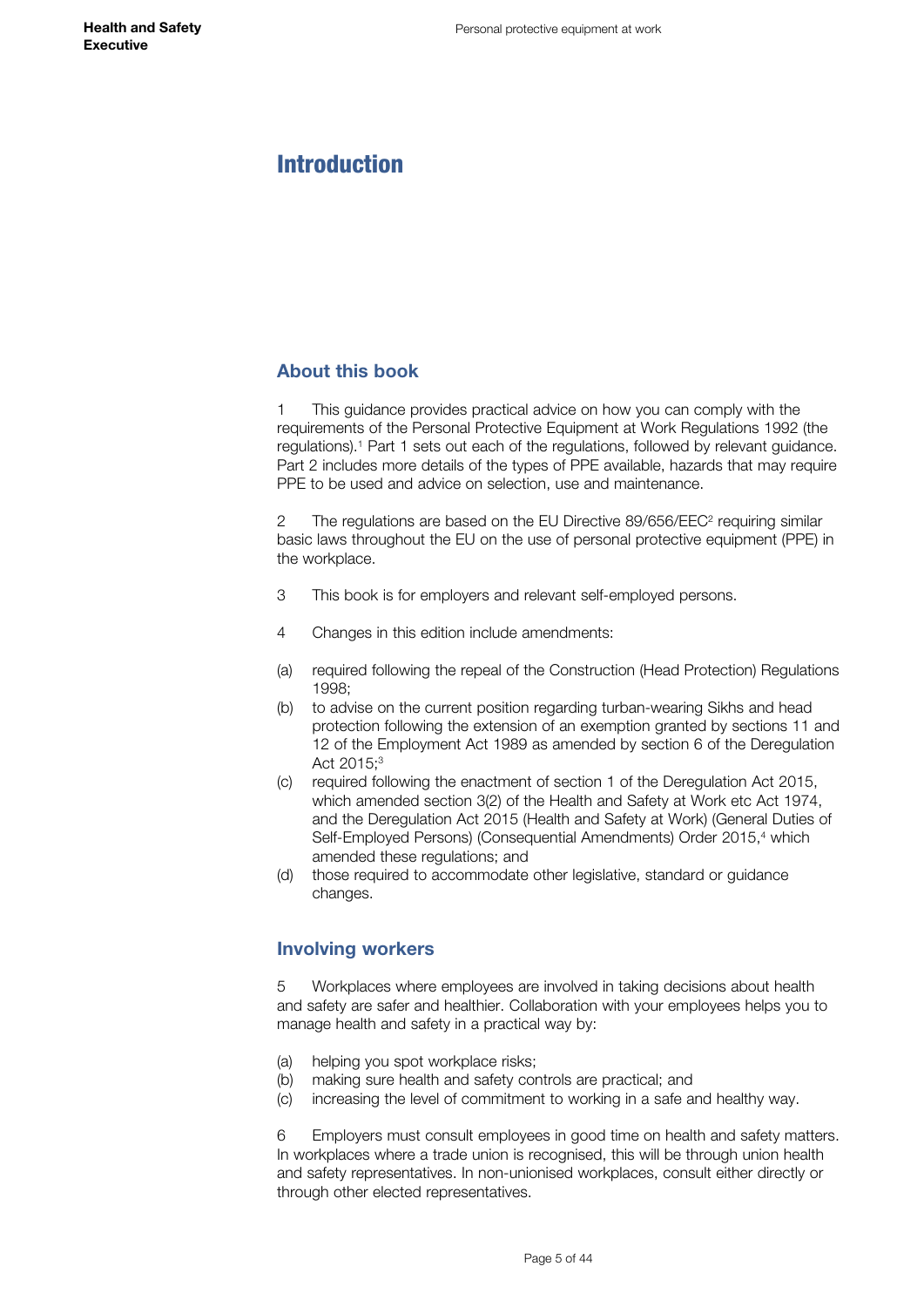# Introduction

## About this book

1 This guidance provides practical advice on how you can comply with the requirements of the Personal Protective Equipment at Work Regulations 1992 (the regulations).[1] Part 1 sets out each of the regulations, followed by relevant guidance. Part 2 includes more details of the types of PPE available, hazards that may require PPE to be used and advice on selection, use and maintenance.

2 The regulations are based on the EU Directive 89/656/EEC[2] requiring similar basic laws throughout the EU on the use of personal protective equipment (PPE) in the workplace.

3 This book is for employers and relevant self-employed persons.

4 Changes in this edition include amendments:

(a) required following the repeal of the Construction (Head Protection) Regulations 1998;
(b) to advise on the current position regarding turban-wearing Sikhs and head protection following the extension of an exemption granted by sections 11 and 12 of the Employment Act 1989 as amended by section 6 of the Deregulation Act 2015;[3]
(c) required following the enactment of section 1 of the Deregulation Act 2015, which amended section 3(2) of the Health and Safety at Work etc Act 1974, and the Deregulation Act 2015 (Health and Safety at Work) (General Duties of Self-Employed Persons) (Consequential Amendments) Order 2015,[4] which amended these regulations; and
(d) those required to accommodate other legislative, standard or guidance changes.

## Involving workers

5 Workplaces where employees are involved in taking decisions about health and safety are safer and healthier. Collaboration with your employees helps you to manage health and safety in a practical way by:

(a) helping you spot workplace risks;
(b) making sure health and safety controls are practical; and
(c) increasing the level of commitment to working in a safe and healthy way.

6 Employers must consult employees in good time on health and safety matters. In workplaces where a trade union is recognised, this will be through union health and safety representatives. In non-unionised workplaces, consult either directly or through other elected representatives.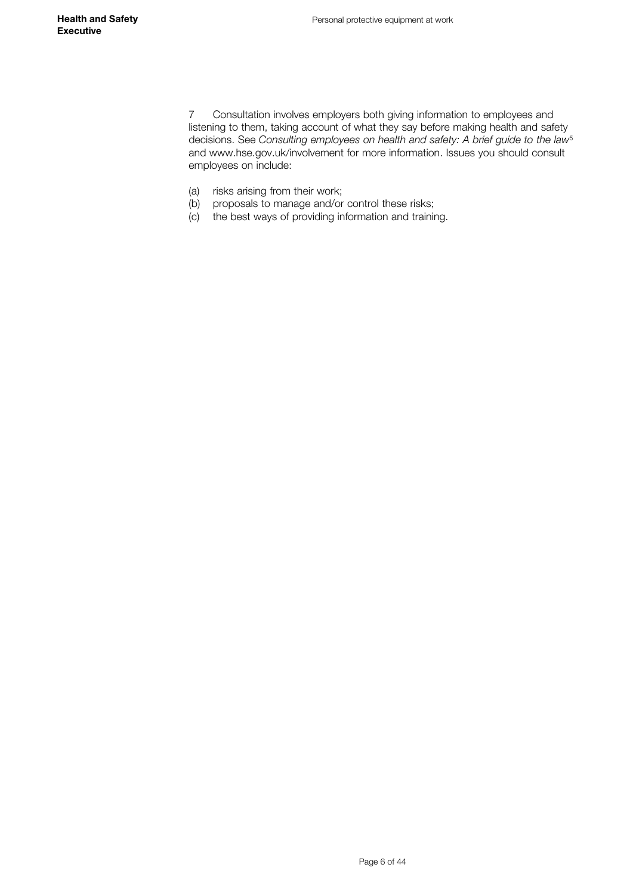7 Consultation involves employers both giving information to employees and listening to them, taking account of what they say before making health and safety decisions. See *Consulting employees on health and safety: A brief guide to the law*[5] and www.hse.gov.uk/involvement for more information. Issues you should consult employees on include:

(a) risks arising from their work;
(b) proposals to manage and/or control these risks;
(c) the best ways of providing information and training.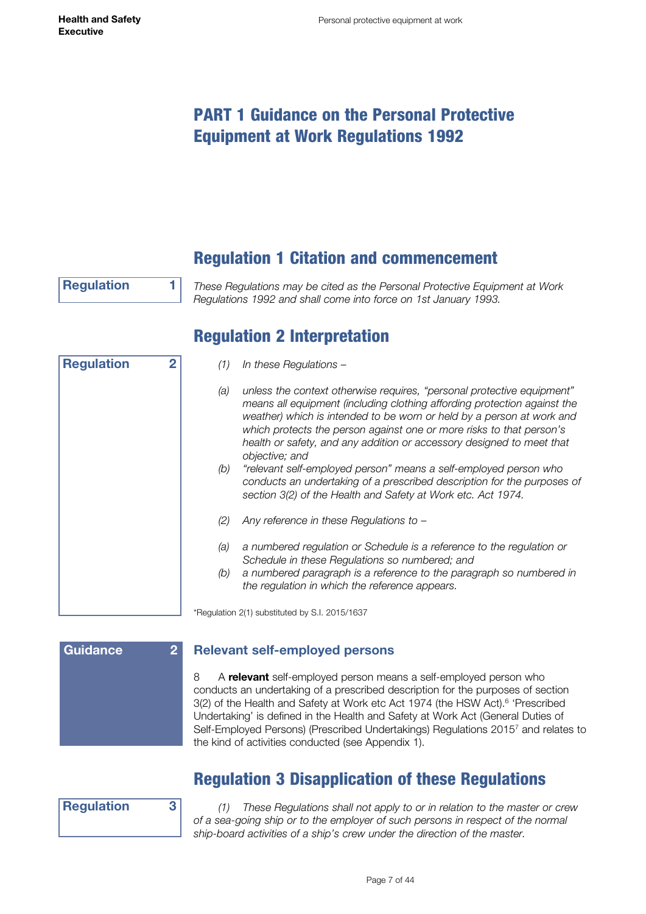# PART 1 Guidance on the Personal Protective Equipment at Work Regulations 1992

## Regulation 1 Citation and commencement

**Regulation 1**

*These Regulations may be cited as the Personal Protective Equipment at Work Regulations 1992 and shall come into force on 1st January 1993.*

## Regulation 2 Interpretation

**Regulation 2**

*(1) In these Regulations –*

*(a) unless the context otherwise requires, "personal protective equipment" means all equipment (including clothing affording protection against the weather) which is intended to be worn or held by a person at work and which protects the person against one or more risks to that person's health or safety, and any addition or accessory designed to meet that objective; and*

*(b) "relevant self-employed person" means a self-employed person who conducts an undertaking of a prescribed description for the purposes of section 3(2) of the Health and Safety at Work etc. Act 1974.*

*(2) Any reference in these Regulations to –*

*(a) a numbered regulation or Schedule is a reference to the regulation or Schedule in these Regulations so numbered; and*

*(b) a numbered paragraph is a reference to the paragraph so numbered in the regulation in which the reference appears.*

*Regulation 2(1) substituted by S.I. 2015/1637

**Guidance 2**

### Relevant self-employed persons

8 A **relevant** self-employed person means a self-employed person who conducts an undertaking of a prescribed description for the purposes of section 3(2) of the Health and Safety at Work etc Act 1974 (the HSW Act).[6] 'Prescribed Undertaking' is defined in the Health and Safety at Work Act (General Duties of Self-Employed Persons) (Prescribed Undertakings) Regulations 2015[7] and relates to the kind of activities conducted (see Appendix 1).

## Regulation 3 Disapplication of these Regulations

**Regulation 3**

*(1) These Regulations shall not apply to or in relation to the master or crew of a sea-going ship or to the employer of such persons in respect of the normal ship-board activities of a ship's crew under the direction of the master.*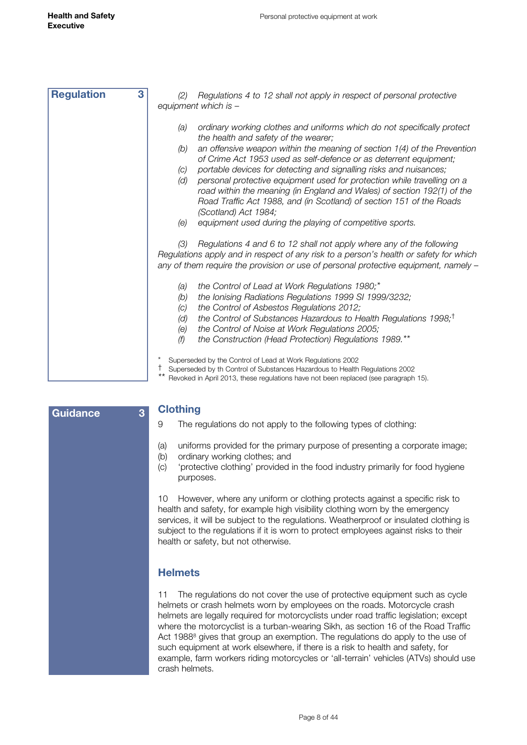**Regulation 3**

*(2) Regulations 4 to 12 shall not apply in respect of personal protective equipment which is –*

- *(a) ordinary working clothes and uniforms which do not specifically protect the health and safety of the wearer;*
- *(b) an offensive weapon within the meaning of section 1(4) of the Prevention of Crime Act 1953 used as self-defence or as deterrent equipment;*
- *(c) portable devices for detecting and signalling risks and nuisances;*
- *(d) personal protective equipment used for protection while travelling on a road within the meaning (in England and Wales) of section 192(1) of the Road Traffic Act 1988, and (in Scotland) of section 151 of the Roads (Scotland) Act 1984;*
- *(e) equipment used during the playing of competitive sports.*

*(3) Regulations 4 and 6 to 12 shall not apply where any of the following Regulations apply and in respect of any risk to a person's health or safety for which any of them require the provision or use of personal protective equipment, namely –*

- *(a) the Control of Lead at Work Regulations 1980;**
- *(b) the Ionising Radiations Regulations 1999 SI 1999/3232;*
- *(c) the Control of Asbestos Regulations 2012;*
- *(d) the Control of Substances Hazardous to Health Regulations 1998;*†
- *(e) the Control of Noise at Work Regulations 2005;*
- *(f) the Construction (Head Protection) Regulations 1989.***

\* Superseded by the Control of Lead at Work Regulations 2002
† Superseded by th Control of Substances Hazardous to Health Regulations 2002
** Revoked in April 2013, these regulations have not been replaced (see paragraph 15).

**Guidance 3**

## Clothing

9 The regulations do not apply to the following types of clothing:

- (a) uniforms provided for the primary purpose of presenting a corporate image;
- (b) ordinary working clothes; and
- (c) 'protective clothing' provided in the food industry primarily for food hygiene purposes.

10 However, where any uniform or clothing protects against a specific risk to health and safety, for example high visibility clothing worn by the emergency services, it will be subject to the regulations. Weatherproof or insulated clothing is subject to the regulations if it is worn to protect employees against risks to their health or safety, but not otherwise.

## Helmets

11 The regulations do not cover the use of protective equipment such as cycle helmets or crash helmets worn by employees on the roads. Motorcycle crash helmets are legally required for motorcyclists under road traffic legislation; except where the motorcyclist is a turban-wearing Sikh, as section 16 of the Road Traffic Act 1988[8] gives that group an exemption. The regulations do apply to the use of such equipment at work elsewhere, if there is a risk to health and safety, for example, farm workers riding motorcycles or 'all-terrain' vehicles (ATVs) should use crash helmets.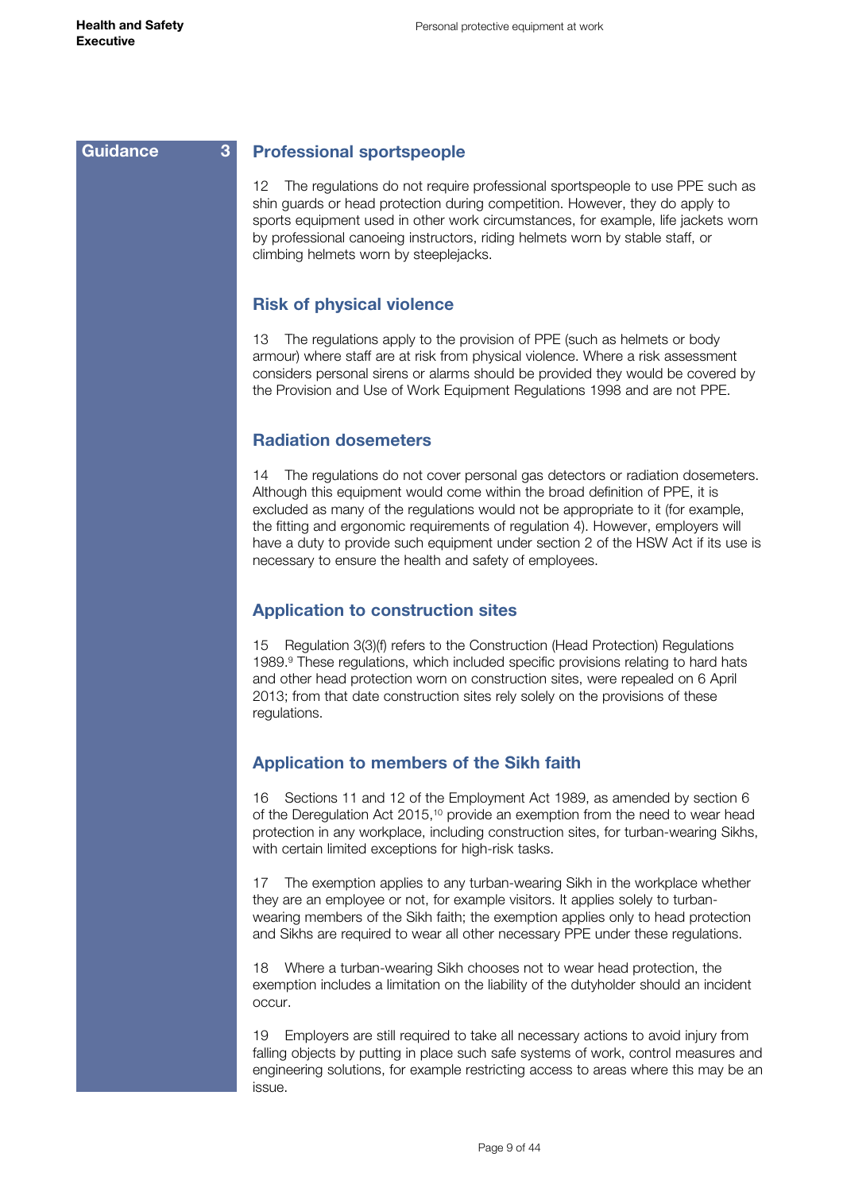Guidance 3

## Professional sportspeople

12 The regulations do not require professional sportspeople to use PPE such as shin guards or head protection during competition. However, they do apply to sports equipment used in other work circumstances, for example, life jackets worn by professional canoeing instructors, riding helmets worn by stable staff, or climbing helmets worn by steeplejacks.

## Risk of physical violence

13 The regulations apply to the provision of PPE (such as helmets or body armour) where staff are at risk from physical violence. Where a risk assessment considers personal sirens or alarms should be provided they would be covered by the Provision and Use of Work Equipment Regulations 1998 and are not PPE.

## Radiation dosemeters

14 The regulations do not cover personal gas detectors or radiation dosemeters. Although this equipment would come within the broad definition of PPE, it is excluded as many of the regulations would not be appropriate to it (for example, the fitting and ergonomic requirements of regulation 4). However, employers will have a duty to provide such equipment under section 2 of the HSW Act if its use is necessary to ensure the health and safety of employees.

## Application to construction sites

15 Regulation 3(3)(f) refers to the Construction (Head Protection) Regulations 1989.[9] These regulations, which included specific provisions relating to hard hats and other head protection worn on construction sites, were repealed on 6 April 2013; from that date construction sites rely solely on the provisions of these regulations.

## Application to members of the Sikh faith

16 Sections 11 and 12 of the Employment Act 1989, as amended by section 6 of the Deregulation Act 2015,[10] provide an exemption from the need to wear head protection in any workplace, including construction sites, for turban-wearing Sikhs, with certain limited exceptions for high-risk tasks.

17 The exemption applies to any turban-wearing Sikh in the workplace whether they are an employee or not, for example visitors. It applies solely to turban-wearing members of the Sikh faith; the exemption applies only to head protection and Sikhs are required to wear all other necessary PPE under these regulations.

18 Where a turban-wearing Sikh chooses not to wear head protection, the exemption includes a limitation on the liability of the dutyholder should an incident occur.

19 Employers are still required to take all necessary actions to avoid injury from falling objects by putting in place such safe systems of work, control measures and engineering solutions, for example restricting access to areas where this may be an issue.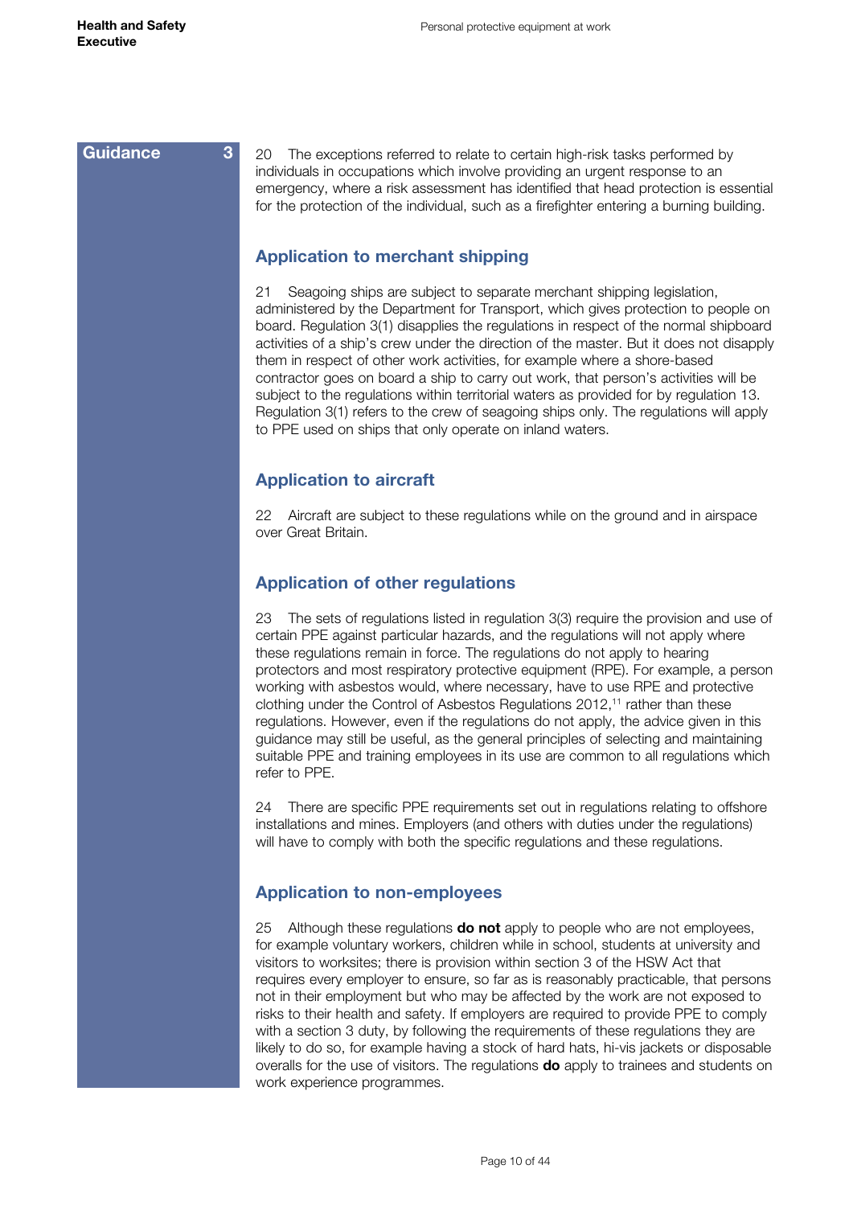Guidance 3

20 The exceptions referred to relate to certain high-risk tasks performed by individuals in occupations which involve providing an urgent response to an emergency, where a risk assessment has identified that head protection is essential for the protection of the individual, such as a firefighter entering a burning building.

## Application to merchant shipping

21 Seagoing ships are subject to separate merchant shipping legislation, administered by the Department for Transport, which gives protection to people on board. Regulation 3(1) disapplies the regulations in respect of the normal shipboard activities of a ship's crew under the direction of the master. But it does not disapply them in respect of other work activities, for example where a shore-based contractor goes on board a ship to carry out work, that person's activities will be subject to the regulations within territorial waters as provided for by regulation 13. Regulation 3(1) refers to the crew of seagoing ships only. The regulations will apply to PPE used on ships that only operate on inland waters.

## Application to aircraft

22 Aircraft are subject to these regulations while on the ground and in airspace over Great Britain.

## Application of other regulations

23 The sets of regulations listed in regulation 3(3) require the provision and use of certain PPE against particular hazards, and the regulations will not apply where these regulations remain in force. The regulations do not apply to hearing protectors and most respiratory protective equipment (RPE). For example, a person working with asbestos would, where necessary, have to use RPE and protective clothing under the Control of Asbestos Regulations 2012,[11] rather than these regulations. However, even if the regulations do not apply, the advice given in this guidance may still be useful, as the general principles of selecting and maintaining suitable PPE and training employees in its use are common to all regulations which refer to PPE.

24 There are specific PPE requirements set out in regulations relating to offshore installations and mines. Employers (and others with duties under the regulations) will have to comply with both the specific regulations and these regulations.

## Application to non-employees

25 Although these regulations **do not** apply to people who are not employees, for example voluntary workers, children while in school, students at university and visitors to worksites; there is provision within section 3 of the HSW Act that requires every employer to ensure, so far as is reasonably practicable, that persons not in their employment but who may be affected by the work are not exposed to risks to their health and safety. If employers are required to provide PPE to comply with a section 3 duty, by following the requirements of these regulations they are likely to do so, for example having a stock of hard hats, hi-vis jackets or disposable overalls for the use of visitors. The regulations **do** apply to trainees and students on work experience programmes.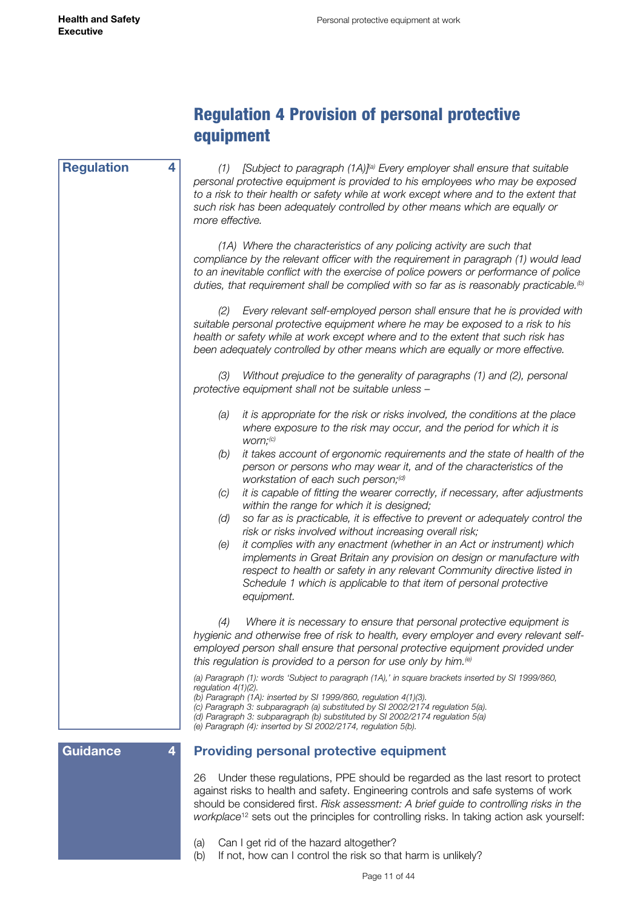# Regulation 4 Provision of personal protective equipment

**Regulation 4**

*(1) [Subject to paragraph (1A)][a] Every employer shall ensure that suitable personal protective equipment is provided to his employees who may be exposed to a risk to their health or safety while at work except where and to the extent that such risk has been adequately controlled by other means which are equally or more effective.*

*(1A) Where the characteristics of any policing activity are such that compliance by the relevant officer with the requirement in paragraph (1) would lead to an inevitable conflict with the exercise of police powers or performance of police duties, that requirement shall be complied with so far as is reasonably practicable.*[b]

*(2) Every relevant self-employed person shall ensure that he is provided with suitable personal protective equipment where he may be exposed to a risk to his health or safety while at work except where and to the extent that such risk has been adequately controlled by other means which are equally or more effective.*

*(3) Without prejudice to the generality of paragraphs (1) and (2), personal protective equipment shall not be suitable unless –*

- *(a) it is appropriate for the risk or risks involved, the conditions at the place where exposure to the risk may occur, and the period for which it is worn;*[c]
- *(b) it takes account of ergonomic requirements and the state of health of the person or persons who may wear it, and of the characteristics of the workstation of each such person;*[d]
- *(c) it is capable of fitting the wearer correctly, if necessary, after adjustments within the range for which it is designed;*
- *(d) so far as is practicable, it is effective to prevent or adequately control the risk or risks involved without increasing overall risk;*
- *(e) it complies with any enactment (whether in an Act or instrument) which implements in Great Britain any provision on design or manufacture with respect to health or safety in any relevant Community directive listed in Schedule 1 which is applicable to that item of personal protective equipment.*

*(4) Where it is necessary to ensure that personal protective equipment is hygienic and otherwise free of risk to health, every employer and every relevant self-employed person shall ensure that personal protective equipment provided under this regulation is provided to a person for use only by him.*[e]

*(a) Paragraph (1): words 'Subject to paragraph (1A),' in square brackets inserted by SI 1999/860, regulation 4(1)(2).*
*(b) Paragraph (1A): inserted by SI 1999/860, regulation 4(1)(3).*
*(c) Paragraph 3: subparagraph (a) substituted by SI 2002/2174 regulation 5(a).*
*(d) Paragraph 3: subparagraph (b) substituted by SI 2002/2174 regulation 5(a)*
*(e) Paragraph (4): inserted by SI 2002/2174, regulation 5(b).*

**Guidance 4**

## Providing personal protective equipment

26 Under these regulations, PPE should be regarded as the last resort to protect against risks to health and safety. Engineering controls and safe systems of work should be considered first. *Risk assessment: A brief guide to controlling risks in the workplace*[12] sets out the principles for controlling risks. In taking action ask yourself:

(a) Can I get rid of the hazard altogether?
(b) If not, how can I control the risk so that harm is unlikely?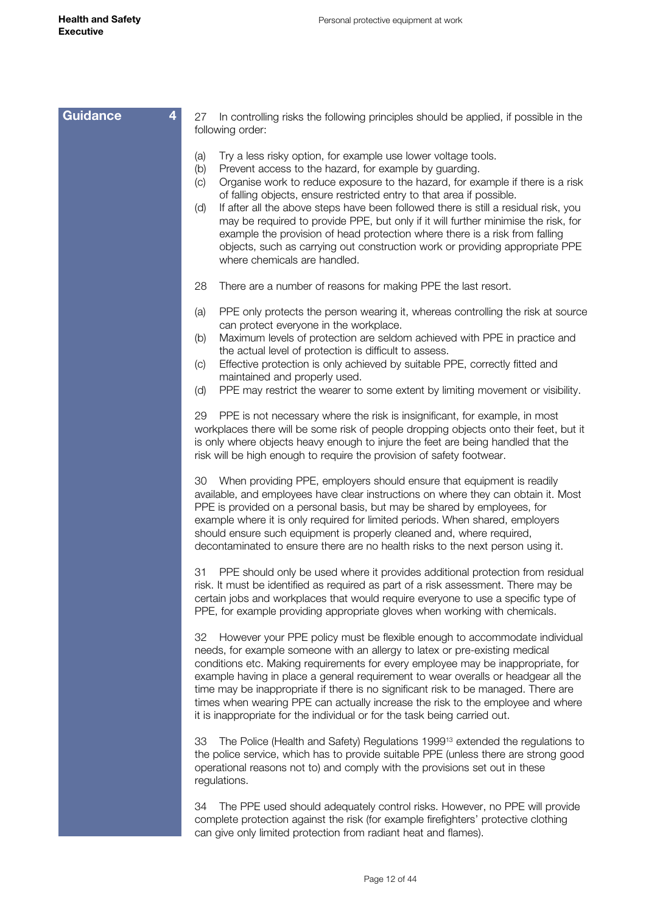**Guidance 4**

27 In controlling risks the following principles should be applied, if possible in the following order:

(a) Try a less risky option, for example use lower voltage tools.
(b) Prevent access to the hazard, for example by guarding.
(c) Organise work to reduce exposure to the hazard, for example if there is a risk of falling objects, ensure restricted entry to that area if possible.
(d) If after all the above steps have been followed there is still a residual risk, you may be required to provide PPE, but only if it will further minimise the risk, for example the provision of head protection where there is a risk from falling objects, such as carrying out construction work or providing appropriate PPE where chemicals are handled.

28 There are a number of reasons for making PPE the last resort.

(a) PPE only protects the person wearing it, whereas controlling the risk at source can protect everyone in the workplace.
(b) Maximum levels of protection are seldom achieved with PPE in practice and the actual level of protection is difficult to assess.
(c) Effective protection is only achieved by suitable PPE, correctly fitted and maintained and properly used.
(d) PPE may restrict the wearer to some extent by limiting movement or visibility.

29 PPE is not necessary where the risk is insignificant, for example, in most workplaces there will be some risk of people dropping objects onto their feet, but it is only where objects heavy enough to injure the feet are being handled that the risk will be high enough to require the provision of safety footwear.

30 When providing PPE, employers should ensure that equipment is readily available, and employees have clear instructions on where they can obtain it. Most PPE is provided on a personal basis, but may be shared by employees, for example where it is only required for limited periods. When shared, employers should ensure such equipment is properly cleaned and, where required, decontaminated to ensure there are no health risks to the next person using it.

31 PPE should only be used where it provides additional protection from residual risk. It must be identified as required as part of a risk assessment. There may be certain jobs and workplaces that would require everyone to use a specific type of PPE, for example providing appropriate gloves when working with chemicals.

32 However your PPE policy must be flexible enough to accommodate individual needs, for example someone with an allergy to latex or pre-existing medical conditions etc. Making requirements for every employee may be inappropriate, for example having in place a general requirement to wear overalls or headgear all the time may be inappropriate if there is no significant risk to be managed. There are times when wearing PPE can actually increase the risk to the employee and where it is inappropriate for the individual or for the task being carried out.

33 The Police (Health and Safety) Regulations 1999[13] extended the regulations to the police service, which has to provide suitable PPE (unless there are strong good operational reasons not to) and comply with the provisions set out in these regulations.

34 The PPE used should adequately control risks. However, no PPE will provide complete protection against the risk (for example firefighters' protective clothing can give only limited protection from radiant heat and flames).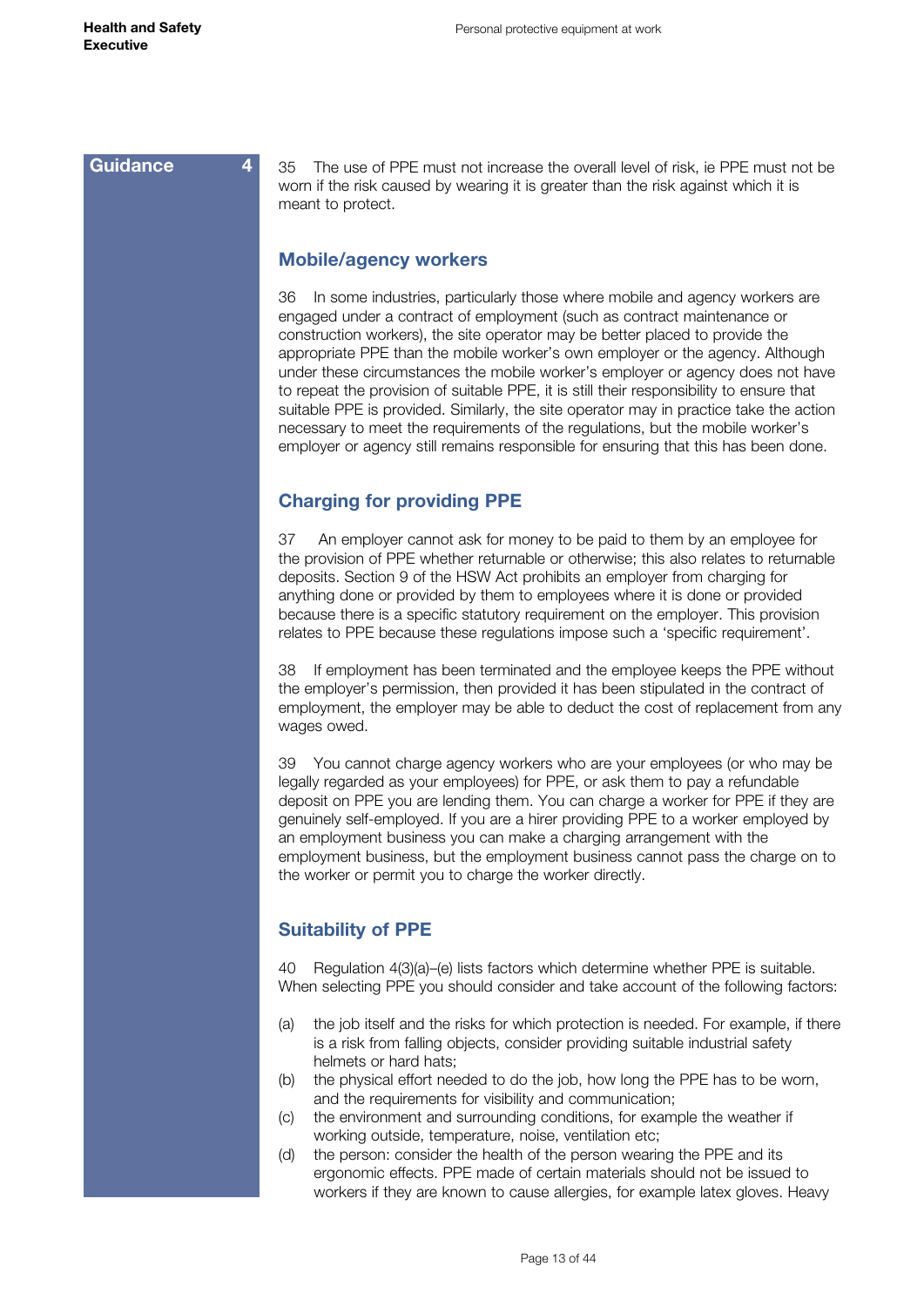**Guidance 4**

35 The use of PPE must not increase the overall level of risk, ie PPE must not be worn if the risk caused by wearing it is greater than the risk against which it is meant to protect.

## Mobile/agency workers

36 In some industries, particularly those where mobile and agency workers are engaged under a contract of employment (such as contract maintenance or construction workers), the site operator may be better placed to provide the appropriate PPE than the mobile worker's own employer or the agency. Although under these circumstances the mobile worker's employer or agency does not have to repeat the provision of suitable PPE, it is still their responsibility to ensure that suitable PPE is provided. Similarly, the site operator may in practice take the action necessary to meet the requirements of the regulations, but the mobile worker's employer or agency still remains responsible for ensuring that this has been done.

## Charging for providing PPE

37 An employer cannot ask for money to be paid to them by an employee for the provision of PPE whether returnable or otherwise; this also relates to returnable deposits. Section 9 of the HSW Act prohibits an employer from charging for anything done or provided by them to employees where it is done or provided because there is a specific statutory requirement on the employer. This provision relates to PPE because these regulations impose such a 'specific requirement'.

38 If employment has been terminated and the employee keeps the PPE without the employer's permission, then provided it has been stipulated in the contract of employment, the employer may be able to deduct the cost of replacement from any wages owed.

39 You cannot charge agency workers who are your employees (or who may be legally regarded as your employees) for PPE, or ask them to pay a refundable deposit on PPE you are lending them. You can charge a worker for PPE if they are genuinely self-employed. If you are a hirer providing PPE to a worker employed by an employment business you can make a charging arrangement with the employment business, but the employment business cannot pass the charge on to the worker or permit you to charge the worker directly.

## Suitability of PPE

40 Regulation 4(3)(a)–(e) lists factors which determine whether PPE is suitable. When selecting PPE you should consider and take account of the following factors:

(a) the job itself and the risks for which protection is needed. For example, if there is a risk from falling objects, consider providing suitable industrial safety helmets or hard hats;

(b) the physical effort needed to do the job, how long the PPE has to be worn, and the requirements for visibility and communication;

(c) the environment and surrounding conditions, for example the weather if working outside, temperature, noise, ventilation etc;

(d) the person: consider the health of the person wearing the PPE and its ergonomic effects. PPE made of certain materials should not be issued to workers if they are known to cause allergies, for example latex gloves. Heavy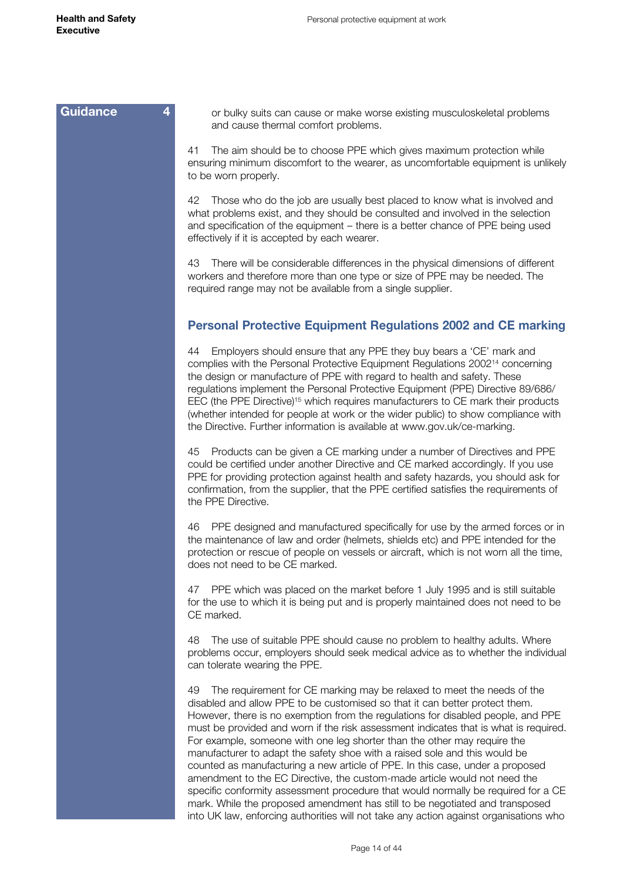**Guidance 4**

or bulky suits can cause or make worse existing musculoskeletal problems and cause thermal comfort problems.

41 The aim should be to choose PPE which gives maximum protection while ensuring minimum discomfort to the wearer, as uncomfortable equipment is unlikely to be worn properly.

42 Those who do the job are usually best placed to know what is involved and what problems exist, and they should be consulted and involved in the selection and specification of the equipment – there is a better chance of PPE being used effectively if it is accepted by each wearer.

43 There will be considerable differences in the physical dimensions of different workers and therefore more than one type or size of PPE may be needed. The required range may not be available from a single supplier.

## Personal Protective Equipment Regulations 2002 and CE marking

44 Employers should ensure that any PPE they buy bears a 'CE' mark and complies with the Personal Protective Equipment Regulations 2002[14] concerning the design or manufacture of PPE with regard to health and safety. These regulations implement the Personal Protective Equipment (PPE) Directive 89/686/EEC (the PPE Directive)[15] which requires manufacturers to CE mark their products (whether intended for people at work or the wider public) to show compliance with the Directive. Further information is available at www.gov.uk/ce-marking.

45 Products can be given a CE marking under a number of Directives and PPE could be certified under another Directive and CE marked accordingly. If you use PPE for providing protection against health and safety hazards, you should ask for confirmation, from the supplier, that the PPE certified satisfies the requirements of the PPE Directive.

46 PPE designed and manufactured specifically for use by the armed forces or in the maintenance of law and order (helmets, shields etc) and PPE intended for the protection or rescue of people on vessels or aircraft, which is not worn all the time, does not need to be CE marked.

47 PPE which was placed on the market before 1 July 1995 and is still suitable for the use to which it is being put and is properly maintained does not need to be CE marked.

48 The use of suitable PPE should cause no problem to healthy adults. Where problems occur, employers should seek medical advice as to whether the individual can tolerate wearing the PPE.

49 The requirement for CE marking may be relaxed to meet the needs of the disabled and allow PPE to be customised so that it can better protect them. However, there is no exemption from the regulations for disabled people, and PPE must be provided and worn if the risk assessment indicates that is what is required. For example, someone with one leg shorter than the other may require the manufacturer to adapt the safety shoe with a raised sole and this would be counted as manufacturing a new article of PPE. In this case, under a proposed amendment to the EC Directive, the custom-made article would not need the specific conformity assessment procedure that would normally be required for a CE mark. While the proposed amendment has still to be negotiated and transposed into UK law, enforcing authorities will not take any action against organisations who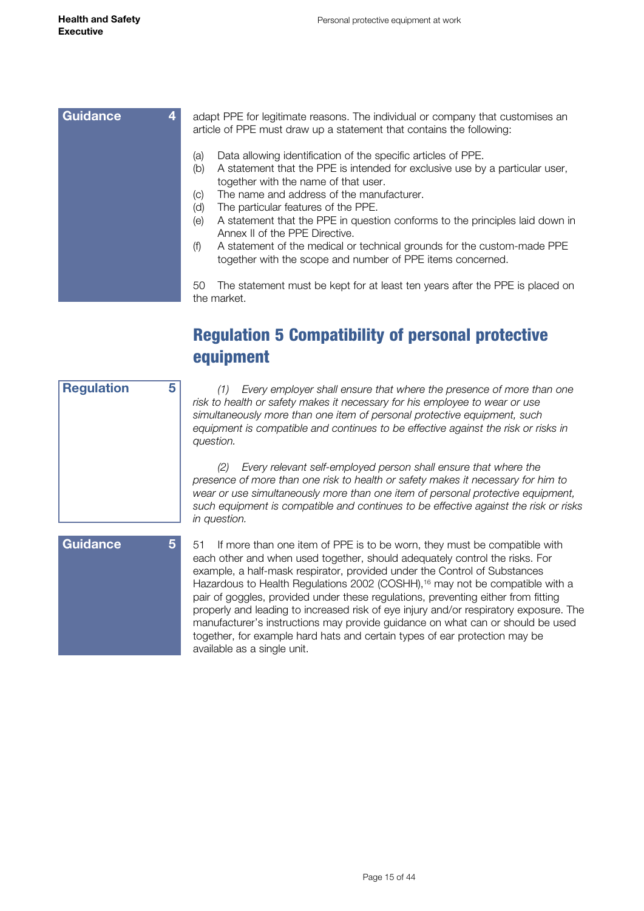**Guidance 4**

adapt PPE for legitimate reasons. The individual or company that customises an article of PPE must draw up a statement that contains the following:

(a) Data allowing identification of the specific articles of PPE.
(b) A statement that the PPE is intended for exclusive use by a particular user, together with the name of that user.
(c) The name and address of the manufacturer.
(d) The particular features of the PPE.
(e) A statement that the PPE in question conforms to the principles laid down in Annex II of the PPE Directive.
(f) A statement of the medical or technical grounds for the custom-made PPE together with the scope and number of PPE items concerned.

50 The statement must be kept for at least ten years after the PPE is placed on the market.

## Regulation 5 Compatibility of personal protective equipment

**Regulation 5**

*(1) Every employer shall ensure that where the presence of more than one risk to health or safety makes it necessary for his employee to wear or use simultaneously more than one item of personal protective equipment, such equipment is compatible and continues to be effective against the risk or risks in question.*

*(2) Every relevant self-employed person shall ensure that where the presence of more than one risk to health or safety makes it necessary for him to wear or use simultaneously more than one item of personal protective equipment, such equipment is compatible and continues to be effective against the risk or risks in question.*

**Guidance 5**

51 If more than one item of PPE is to be worn, they must be compatible with each other and when used together, should adequately control the risks. For example, a half-mask respirator, provided under the Control of Substances Hazardous to Health Regulations 2002 (COSHH),[16] may not be compatible with a pair of goggles, provided under these regulations, preventing either from fitting properly and leading to increased risk of eye injury and/or respiratory exposure. The manufacturer's instructions may provide guidance on what can or should be used together, for example hard hats and certain types of ear protection may be available as a single unit.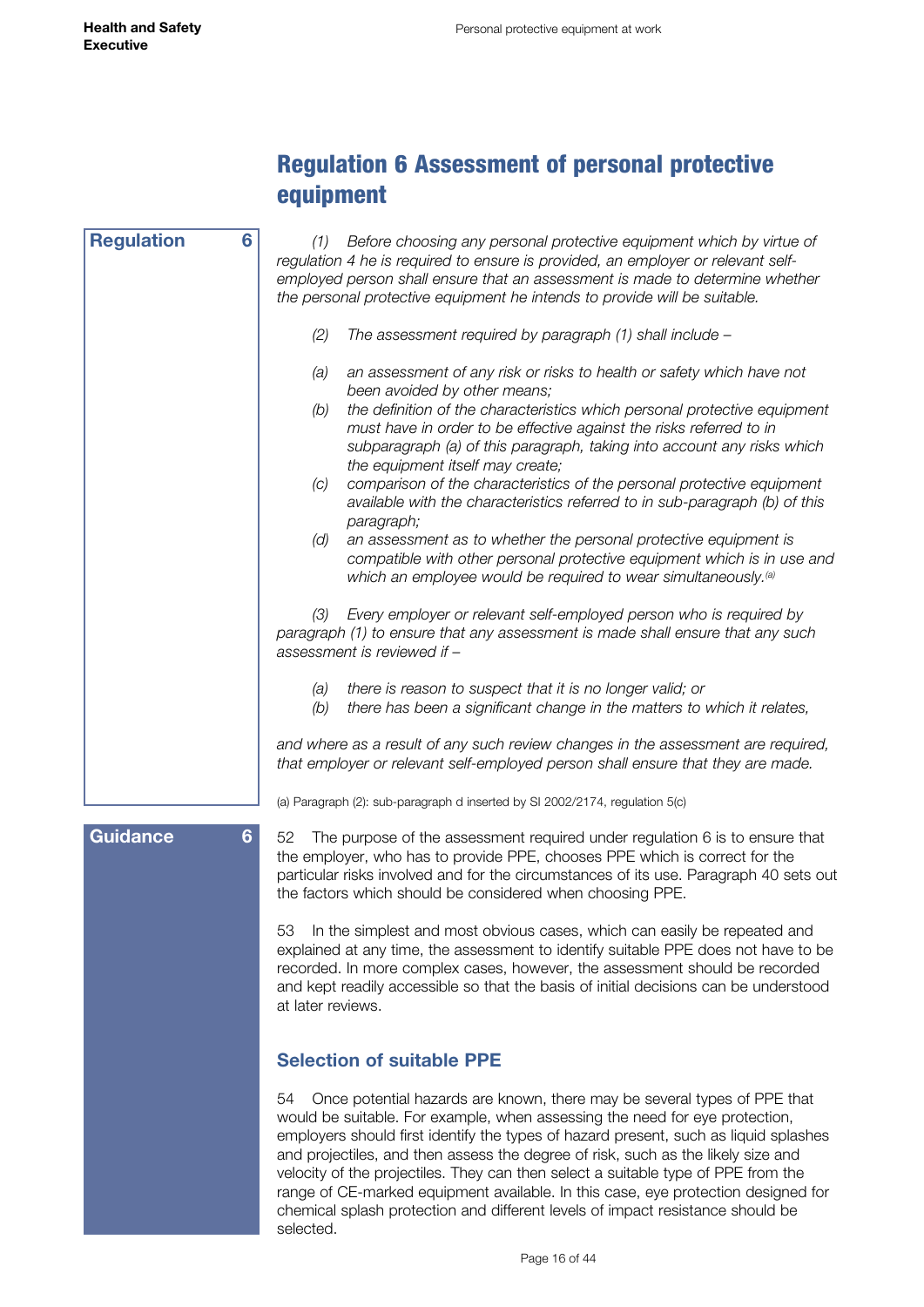## Regulation 6 Assessment of personal protective equipment

**Regulation 6**

*(1) Before choosing any personal protective equipment which by virtue of regulation 4 he is required to ensure is provided, an employer or relevant self-employed person shall ensure that an assessment is made to determine whether the personal protective equipment he intends to provide will be suitable.*

*(2) The assessment required by paragraph (1) shall include –*

*(a) an assessment of any risk or risks to health or safety which have not been avoided by other means;*
*(b) the definition of the characteristics which personal protective equipment must have in order to be effective against the risks referred to in subparagraph (a) of this paragraph, taking into account any risks which the equipment itself may create;*
*(c) comparison of the characteristics of the personal protective equipment available with the characteristics referred to in sub-paragraph (b) of this paragraph;*
*(d) an assessment as to whether the personal protective equipment is compatible with other personal protective equipment which is in use and which an employee would be required to wear simultaneously.*[(a)]

*(3) Every employer or relevant self-employed person who is required by paragraph (1) to ensure that any assessment is made shall ensure that any such assessment is reviewed if –*

*(a) there is reason to suspect that it is no longer valid; or*
*(b) there has been a significant change in the matters to which it relates,*

*and where as a result of any such review changes in the assessment are required, that employer or relevant self-employed person shall ensure that they are made.*

(a) Paragraph (2): sub-paragraph d inserted by SI 2002/2174, regulation 5(c)

**Guidance 6**

52 The purpose of the assessment required under regulation 6 is to ensure that the employer, who has to provide PPE, chooses PPE which is correct for the particular risks involved and for the circumstances of its use. Paragraph 40 sets out the factors which should be considered when choosing PPE.

53 In the simplest and most obvious cases, which can easily be repeated and explained at any time, the assessment to identify suitable PPE does not have to be recorded. In more complex cases, however, the assessment should be recorded and kept readily accessible so that the basis of initial decisions can be understood at later reviews.

### Selection of suitable PPE

54 Once potential hazards are known, there may be several types of PPE that would be suitable. For example, when assessing the need for eye protection, employers should first identify the types of hazard present, such as liquid splashes and projectiles, and then assess the degree of risk, such as the likely size and velocity of the projectiles. They can then select a suitable type of PPE from the range of CE-marked equipment available. In this case, eye protection designed for chemical splash protection and different levels of impact resistance should be selected.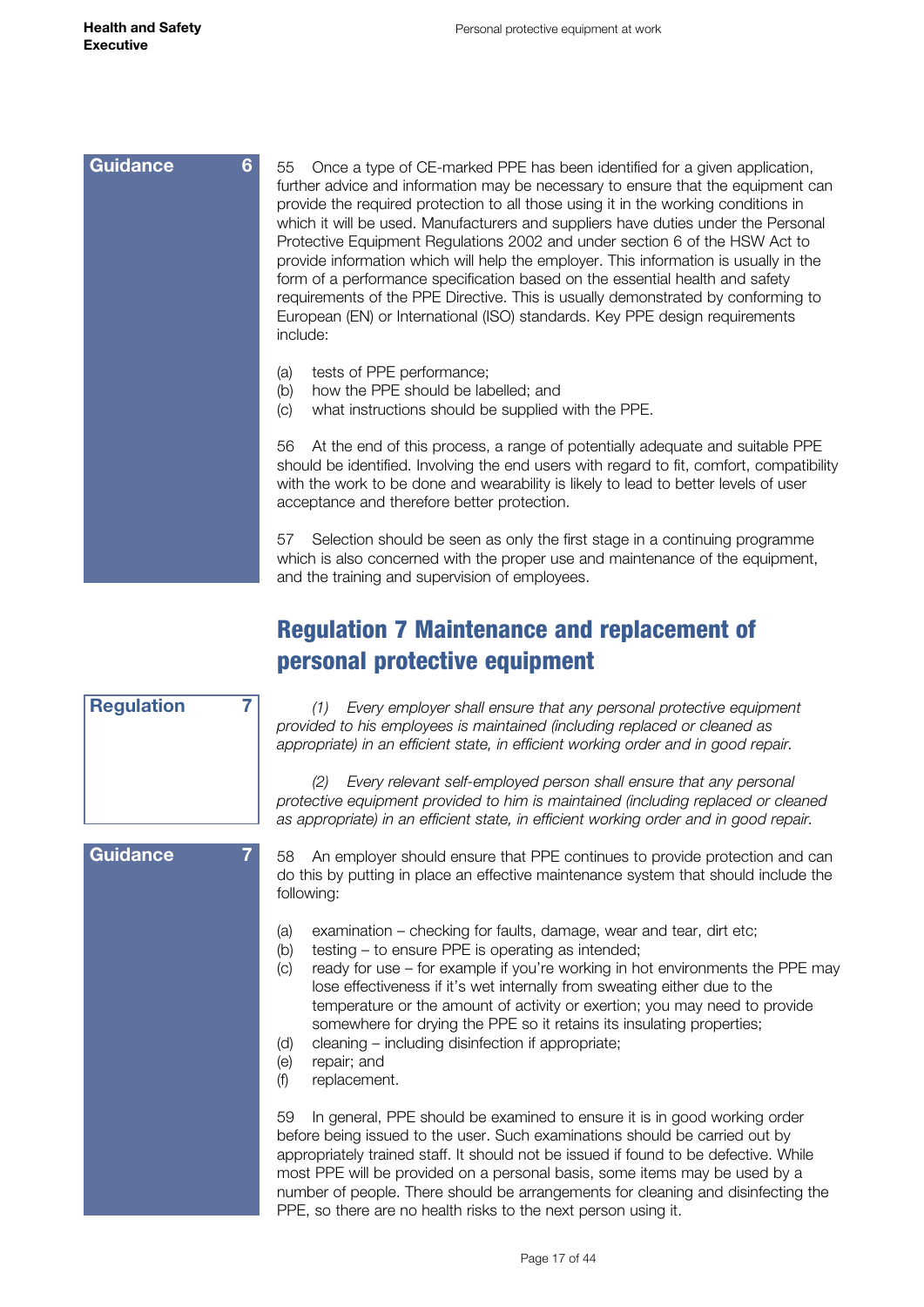**Guidance 6**

55 Once a type of CE-marked PPE has been identified for a given application, further advice and information may be necessary to ensure that the equipment can provide the required protection to all those using it in the working conditions in which it will be used. Manufacturers and suppliers have duties under the Personal Protective Equipment Regulations 2002 and under section 6 of the HSW Act to provide information which will help the employer. This information is usually in the form of a performance specification based on the essential health and safety requirements of the PPE Directive. This is usually demonstrated by conforming to European (EN) or International (ISO) standards. Key PPE design requirements include:

(a) tests of PPE performance;
(b) how the PPE should be labelled; and
(c) what instructions should be supplied with the PPE.

56 At the end of this process, a range of potentially adequate and suitable PPE should be identified. Involving the end users with regard to fit, comfort, compatibility with the work to be done and wearability is likely to lead to better levels of user acceptance and therefore better protection.

57 Selection should be seen as only the first stage in a continuing programme which is also concerned with the proper use and maintenance of the equipment, and the training and supervision of employees.

## Regulation 7 Maintenance and replacement of personal protective equipment

**Regulation 7**

*(1) Every employer shall ensure that any personal protective equipment provided to his employees is maintained (including replaced or cleaned as appropriate) in an efficient state, in efficient working order and in good repair.*

*(2) Every relevant self-employed person shall ensure that any personal protective equipment provided to him is maintained (including replaced or cleaned as appropriate) in an efficient state, in efficient working order and in good repair.*

**Guidance 7**

58 An employer should ensure that PPE continues to provide protection and can do this by putting in place an effective maintenance system that should include the following:

(a) examination – checking for faults, damage, wear and tear, dirt etc;
(b) testing – to ensure PPE is operating as intended;
(c) ready for use – for example if you're working in hot environments the PPE may lose effectiveness if it's wet internally from sweating either due to the temperature or the amount of activity or exertion; you may need to provide somewhere for drying the PPE so it retains its insulating properties;
(d) cleaning – including disinfection if appropriate;
(e) repair; and
(f) replacement.

59 In general, PPE should be examined to ensure it is in good working order before being issued to the user. Such examinations should be carried out by appropriately trained staff. It should not be issued if found to be defective. While most PPE will be provided on a personal basis, some items may be used by a number of people. There should be arrangements for cleaning and disinfecting the PPE, so there are no health risks to the next person using it.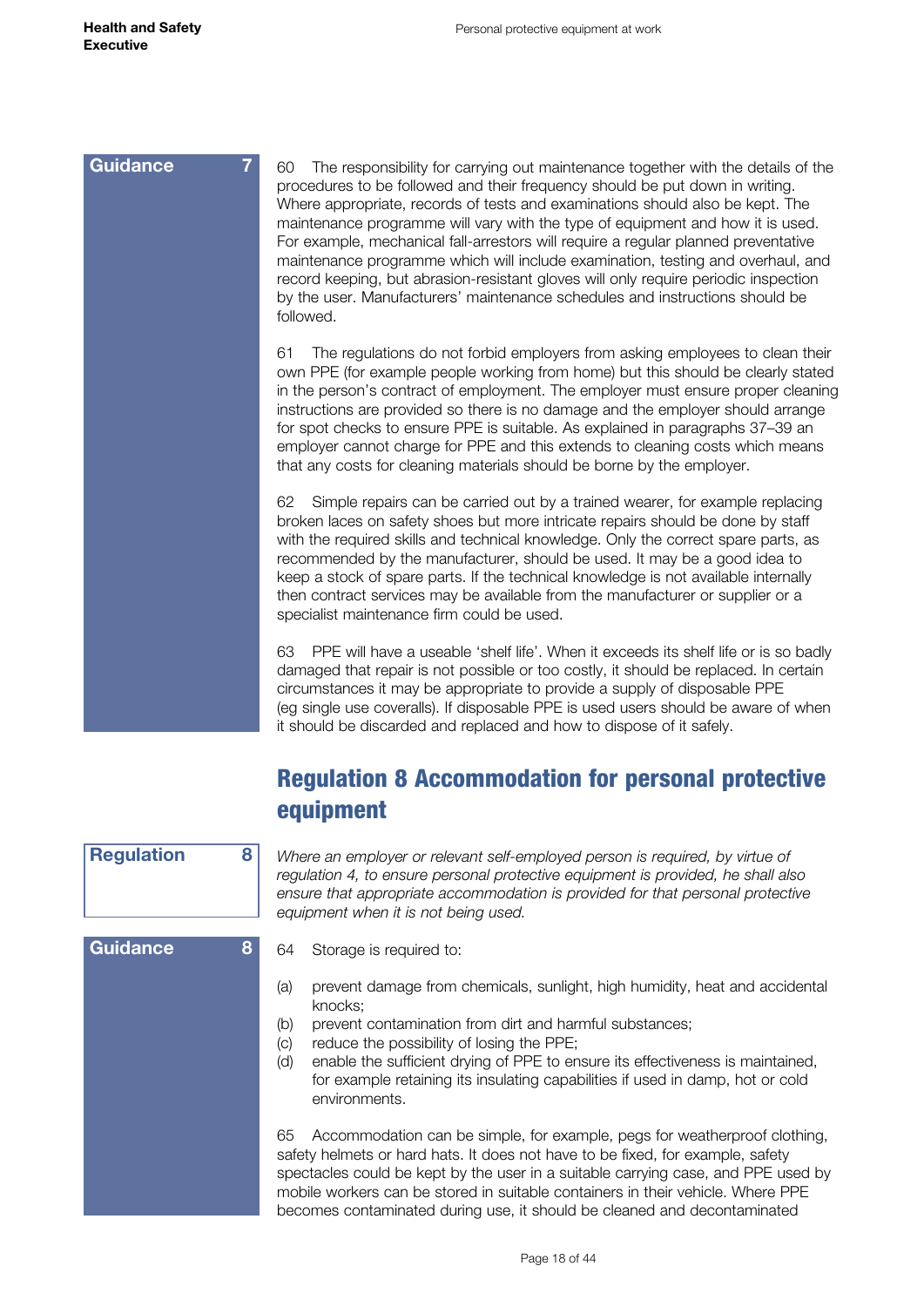**Guidance 7**

60 The responsibility for carrying out maintenance together with the details of the procedures to be followed and their frequency should be put down in writing. Where appropriate, records of tests and examinations should also be kept. The maintenance programme will vary with the type of equipment and how it is used. For example, mechanical fall-arrestors will require a regular planned preventative maintenance programme which will include examination, testing and overhaul, and record keeping, but abrasion-resistant gloves will only require periodic inspection by the user. Manufacturers' maintenance schedules and instructions should be followed.

61 The regulations do not forbid employers from asking employees to clean their own PPE (for example people working from home) but this should be clearly stated in the person's contract of employment. The employer must ensure proper cleaning instructions are provided so there is no damage and the employer should arrange for spot checks to ensure PPE is suitable. As explained in paragraphs 37–39 an employer cannot charge for PPE and this extends to cleaning costs which means that any costs for cleaning materials should be borne by the employer.

62 Simple repairs can be carried out by a trained wearer, for example replacing broken laces on safety shoes but more intricate repairs should be done by staff with the required skills and technical knowledge. Only the correct spare parts, as recommended by the manufacturer, should be used. It may be a good idea to keep a stock of spare parts. If the technical knowledge is not available internally then contract services may be available from the manufacturer or supplier or a specialist maintenance firm could be used.

63 PPE will have a useable 'shelf life'. When it exceeds its shelf life or is so badly damaged that repair is not possible or too costly, it should be replaced. In certain circumstances it may be appropriate to provide a supply of disposable PPE (eg single use coveralls). If disposable PPE is used users should be aware of when it should be discarded and replaced and how to dispose of it safely.

## Regulation 8 Accommodation for personal protective equipment

**Regulation 8**

*Where an employer or relevant self-employed person is required, by virtue of regulation 4, to ensure personal protective equipment is provided, he shall also ensure that appropriate accommodation is provided for that personal protective equipment when it is not being used.*

**Guidance 8**

64 Storage is required to:

(a) prevent damage from chemicals, sunlight, high humidity, heat and accidental knocks;
(b) prevent contamination from dirt and harmful substances;
(c) reduce the possibility of losing the PPE;
(d) enable the sufficient drying of PPE to ensure its effectiveness is maintained, for example retaining its insulating capabilities if used in damp, hot or cold environments.

65 Accommodation can be simple, for example, pegs for weatherproof clothing, safety helmets or hard hats. It does not have to be fixed, for example, safety spectacles could be kept by the user in a suitable carrying case, and PPE used by mobile workers can be stored in suitable containers in their vehicle. Where PPE becomes contaminated during use, it should be cleaned and decontaminated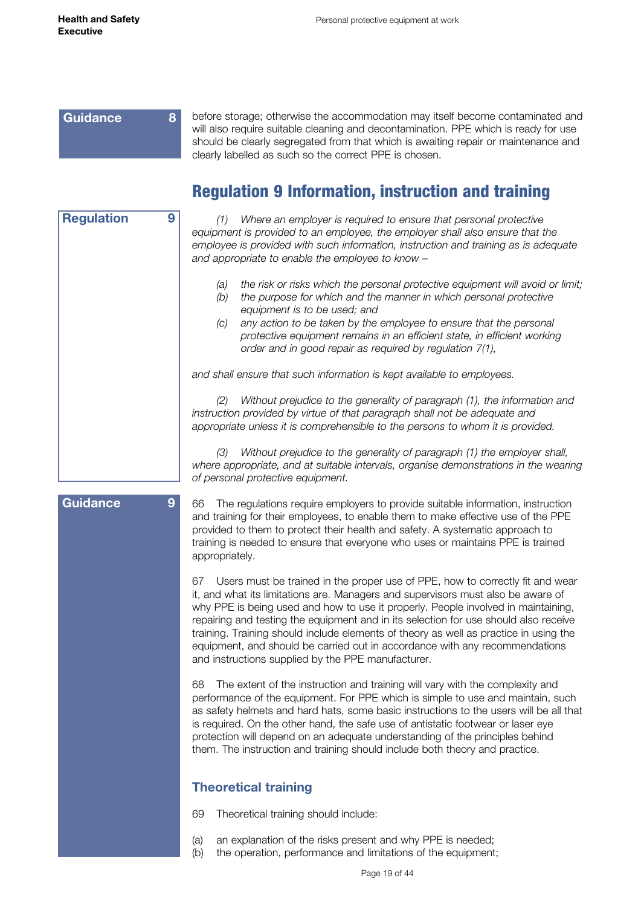**Guidance 8**

before storage; otherwise the accommodation may itself become contaminated and will also require suitable cleaning and decontamination. PPE which is ready for use should be clearly segregated from that which is awaiting repair or maintenance and clearly labelled as such so the correct PPE is chosen.

## Regulation 9 Information, instruction and training

**Regulation 9**

*(1) Where an employer is required to ensure that personal protective equipment is provided to an employee, the employer shall also ensure that the employee is provided with such information, instruction and training as is adequate and appropriate to enable the employee to know –*

*(a) the risk or risks which the personal protective equipment will avoid or limit;*
*(b) the purpose for which and the manner in which personal protective equipment is to be used; and*
*(c) any action to be taken by the employee to ensure that the personal protective equipment remains in an efficient state, in efficient working order and in good repair as required by regulation 7(1),*

*and shall ensure that such information is kept available to employees.*

*(2) Without prejudice to the generality of paragraph (1), the information and instruction provided by virtue of that paragraph shall not be adequate and appropriate unless it is comprehensible to the persons to whom it is provided.*

*(3) Without prejudice to the generality of paragraph (1) the employer shall, where appropriate, and at suitable intervals, organise demonstrations in the wearing of personal protective equipment.*

**Guidance 9**

66 The regulations require employers to provide suitable information, instruction and training for their employees, to enable them to make effective use of the PPE provided to them to protect their health and safety. A systematic approach to training is needed to ensure that everyone who uses or maintains PPE is trained appropriately.

67 Users must be trained in the proper use of PPE, how to correctly fit and wear it, and what its limitations are. Managers and supervisors must also be aware of why PPE is being used and how to use it properly. People involved in maintaining, repairing and testing the equipment and in its selection for use should also receive training. Training should include elements of theory as well as practice in using the equipment, and should be carried out in accordance with any recommendations and instructions supplied by the PPE manufacturer.

68 The extent of the instruction and training will vary with the complexity and performance of the equipment. For PPE which is simple to use and maintain, such as safety helmets and hard hats, some basic instructions to the users will be all that is required. On the other hand, the safe use of antistatic footwear or laser eye protection will depend on an adequate understanding of the principles behind them. The instruction and training should include both theory and practice.

### Theoretical training

69 Theoretical training should include:

(a) an explanation of the risks present and why PPE is needed;
(b) the operation, performance and limitations of the equipment;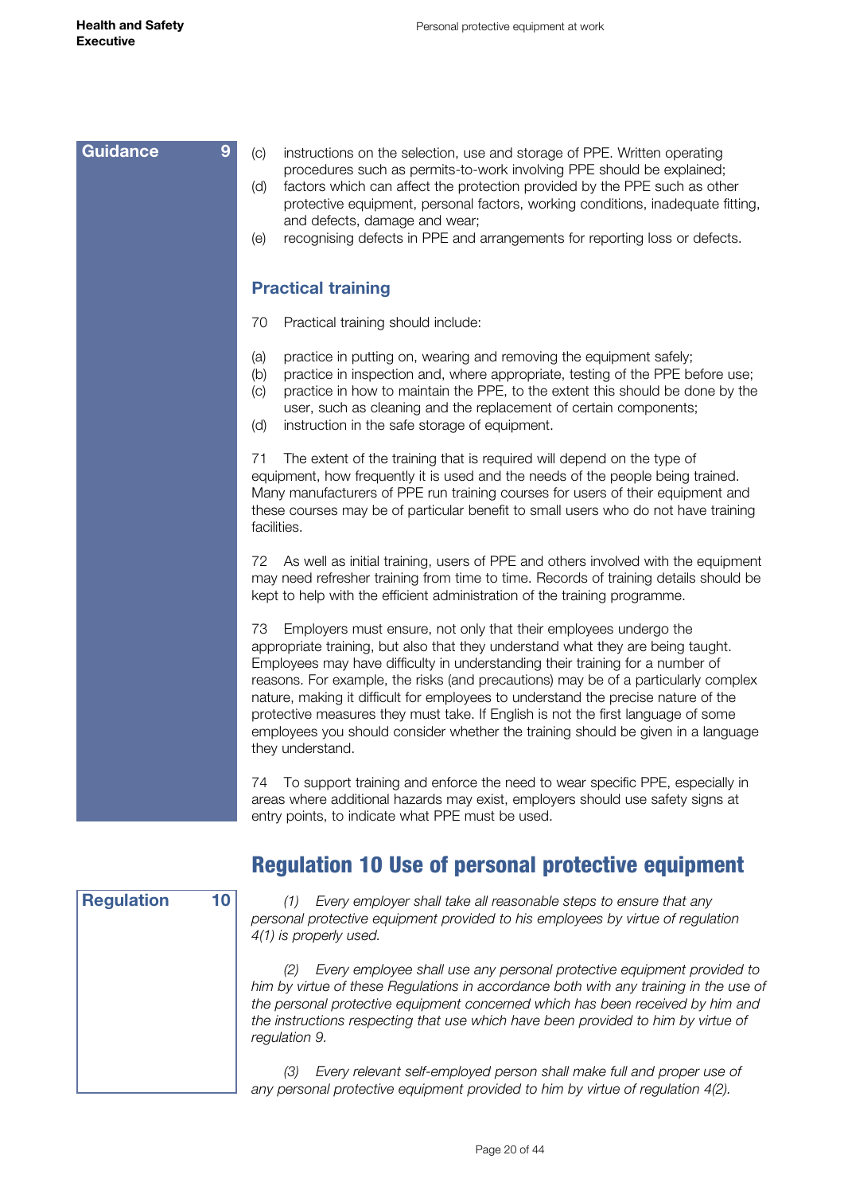**Guidance 9**

(c) instructions on the selection, use and storage of PPE. Written operating procedures such as permits-to-work involving PPE should be explained;
(d) factors which can affect the protection provided by the PPE such as other protective equipment, personal factors, working conditions, inadequate fitting, and defects, damage and wear;
(e) recognising defects in PPE and arrangements for reporting loss or defects.

### Practical training

70 Practical training should include:

(a) practice in putting on, wearing and removing the equipment safely;
(b) practice in inspection and, where appropriate, testing of the PPE before use;
(c) practice in how to maintain the PPE, to the extent this should be done by the user, such as cleaning and the replacement of certain components;
(d) instruction in the safe storage of equipment.

71 The extent of the training that is required will depend on the type of equipment, how frequently it is used and the needs of the people being trained. Many manufacturers of PPE run training courses for users of their equipment and these courses may be of particular benefit to small users who do not have training facilities.

72 As well as initial training, users of PPE and others involved with the equipment may need refresher training from time to time. Records of training details should be kept to help with the efficient administration of the training programme.

73 Employers must ensure, not only that their employees undergo the appropriate training, but also that they understand what they are being taught. Employees may have difficulty in understanding their training for a number of reasons. For example, the risks (and precautions) may be of a particularly complex nature, making it difficult for employees to understand the precise nature of the protective measures they must take. If English is not the first language of some employees you should consider whether the training should be given in a language they understand.

74 To support training and enforce the need to wear specific PPE, especially in areas where additional hazards may exist, employers should use safety signs at entry points, to indicate what PPE must be used.

## Regulation 10 Use of personal protective equipment

**Regulation 10**

*(1) Every employer shall take all reasonable steps to ensure that any personal protective equipment provided to his employees by virtue of regulation 4(1) is properly used.*

*(2) Every employee shall use any personal protective equipment provided to him by virtue of these Regulations in accordance both with any training in the use of the personal protective equipment concerned which has been received by him and the instructions respecting that use which have been provided to him by virtue of regulation 9.*

*(3) Every relevant self-employed person shall make full and proper use of any personal protective equipment provided to him by virtue of regulation 4(2).*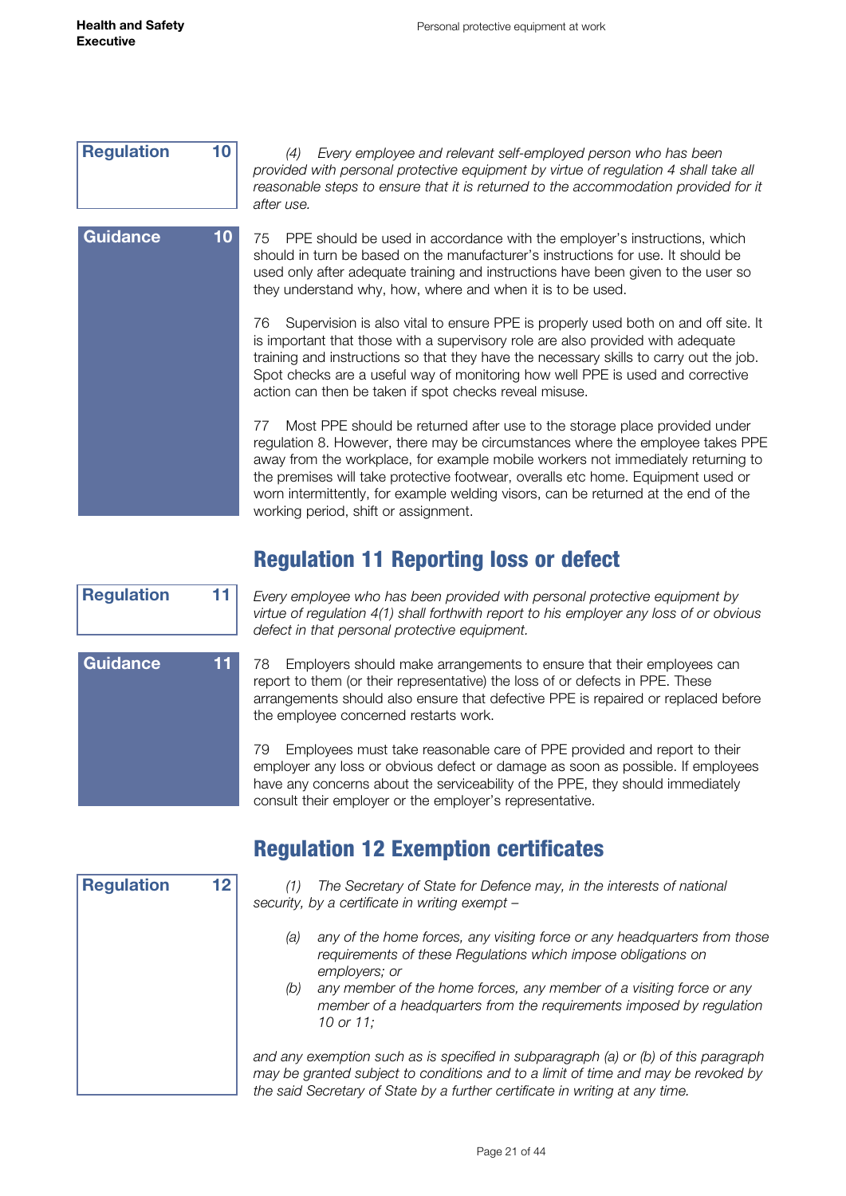**Regulation 10**

*(4) Every employee and relevant self-employed person who has been provided with personal protective equipment by virtue of regulation 4 shall take all reasonable steps to ensure that it is returned to the accommodation provided for it after use.*

**Guidance 10**

75 PPE should be used in accordance with the employer's instructions, which should in turn be based on the manufacturer's instructions for use. It should be used only after adequate training and instructions have been given to the user so they understand why, how, where and when it is to be used.

76 Supervision is also vital to ensure PPE is properly used both on and off site. It is important that those with a supervisory role are also provided with adequate training and instructions so that they have the necessary skills to carry out the job. Spot checks are a useful way of monitoring how well PPE is used and corrective action can then be taken if spot checks reveal misuse.

77 Most PPE should be returned after use to the storage place provided under regulation 8. However, there may be circumstances where the employee takes PPE away from the workplace, for example mobile workers not immediately returning to the premises will take protective footwear, overalls etc home. Equipment used or worn intermittently, for example welding visors, can be returned at the end of the working period, shift or assignment.

## Regulation 11 Reporting loss or defect

**Regulation 11**

*Every employee who has been provided with personal protective equipment by virtue of regulation 4(1) shall forthwith report to his employer any loss of or obvious defect in that personal protective equipment.*

**Guidance 11**

78 Employers should make arrangements to ensure that their employees can report to them (or their representative) the loss of or defects in PPE. These arrangements should also ensure that defective PPE is repaired or replaced before the employee concerned restarts work.

79 Employees must take reasonable care of PPE provided and report to their employer any loss or obvious defect or damage as soon as possible. If employees have any concerns about the serviceability of the PPE, they should immediately consult their employer or the employer's representative.

## Regulation 12 Exemption certificates

**Regulation 12**

*(1) The Secretary of State for Defence may, in the interests of national security, by a certificate in writing exempt –*

- *(a) any of the home forces, any visiting force or any headquarters from those requirements of these Regulations which impose obligations on employers; or*
- *(b) any member of the home forces, any member of a visiting force or any member of a headquarters from the requirements imposed by regulation 10 or 11;*

*and any exemption such as is specified in subparagraph (a) or (b) of this paragraph may be granted subject to conditions and to a limit of time and may be revoked by the said Secretary of State by a further certificate in writing at any time.*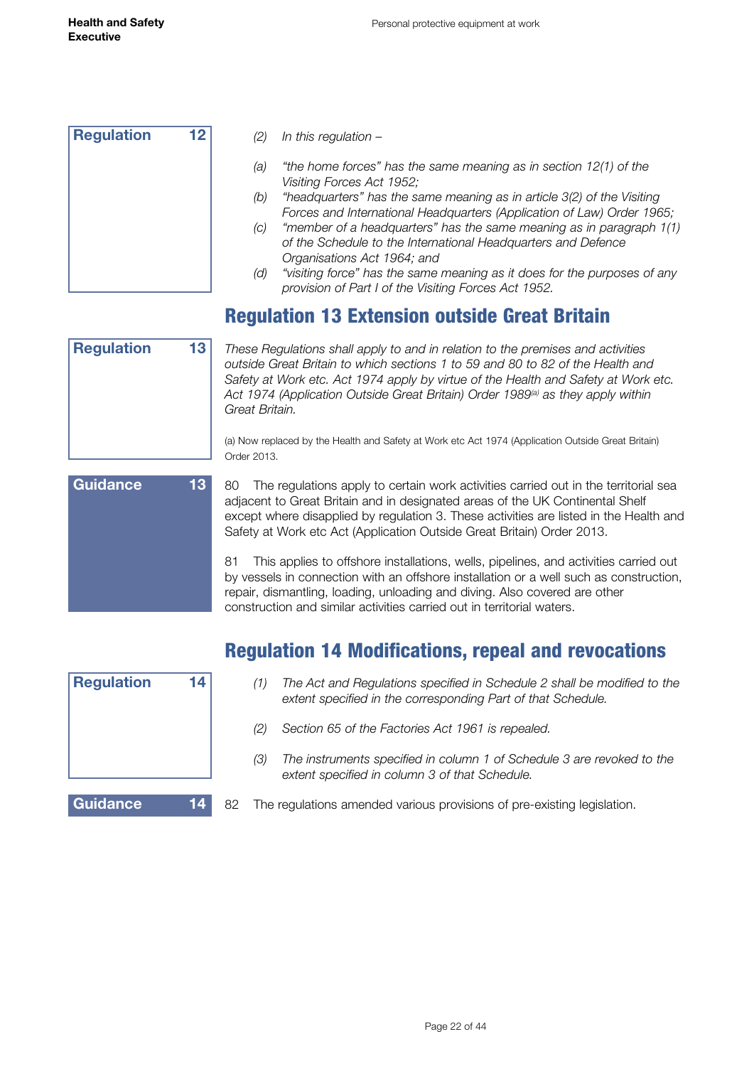**Regulation 12**

*(2) In this regulation –*

*(a) "the home forces" has the same meaning as in section 12(1) of the Visiting Forces Act 1952;*

*(b) "headquarters" has the same meaning as in article 3(2) of the Visiting Forces and International Headquarters (Application of Law) Order 1965;*

*(c) "member of a headquarters" has the same meaning as in paragraph 1(1) of the Schedule to the International Headquarters and Defence Organisations Act 1964; and*

*(d) "visiting force" has the same meaning as it does for the purposes of any provision of Part I of the Visiting Forces Act 1952.*

## Regulation 13 Extension outside Great Britain

**Regulation 13**

*These Regulations shall apply to and in relation to the premises and activities outside Great Britain to which sections 1 to 59 and 80 to 82 of the Health and Safety at Work etc. Act 1974 apply by virtue of the Health and Safety at Work etc. Act 1974 (Application Outside Great Britain) Order 1989[a] as they apply within Great Britain.*

(a) Now replaced by the Health and Safety at Work etc Act 1974 (Application Outside Great Britain) Order 2013.

**Guidance 13**

80 The regulations apply to certain work activities carried out in the territorial sea adjacent to Great Britain and in designated areas of the UK Continental Shelf except where disapplied by regulation 3. These activities are listed in the Health and Safety at Work etc Act (Application Outside Great Britain) Order 2013.

81 This applies to offshore installations, wells, pipelines, and activities carried out by vessels in connection with an offshore installation or a well such as construction, repair, dismantling, loading, unloading and diving. Also covered are other construction and similar activities carried out in territorial waters.

## Regulation 14 Modifications, repeal and revocations

**Regulation 14**

*(1) The Act and Regulations specified in Schedule 2 shall be modified to the extent specified in the corresponding Part of that Schedule.*

*(2) Section 65 of the Factories Act 1961 is repealed.*

*(3) The instruments specified in column 1 of Schedule 3 are revoked to the extent specified in column 3 of that Schedule.*

**Guidance 14**

82 The regulations amended various provisions of pre-existing legislation.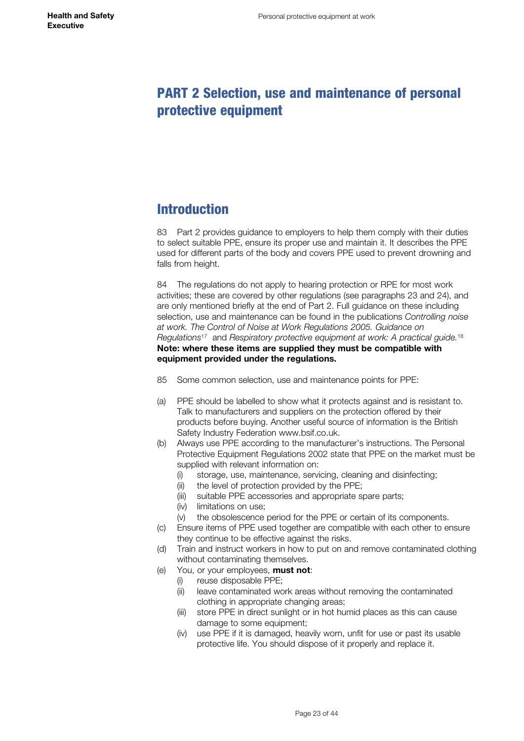# PART 2 Selection, use and maintenance of personal protective equipment

## Introduction

83 Part 2 provides guidance to employers to help them comply with their duties to select suitable PPE, ensure its proper use and maintain it. It describes the PPE used for different parts of the body and covers PPE used to prevent drowning and falls from height.

84 The regulations do not apply to hearing protection or RPE for most work activities; these are covered by other regulations (see paragraphs 23 and 24), and are only mentioned briefly at the end of Part 2. Full guidance on these including selection, use and maintenance can be found in the publications *Controlling noise at work. The Control of Noise at Work Regulations 2005. Guidance on Regulations*[17] and *Respiratory protective equipment at work: A practical guide.*[18] **Note: where these items are supplied they must be compatible with equipment provided under the regulations.**

85 Some common selection, use and maintenance points for PPE:

(a) PPE should be labelled to show what it protects against and is resistant to. Talk to manufacturers and suppliers on the protection offered by their products before buying. Another useful source of information is the British Safety Industry Federation www.bsif.co.uk.

(b) Always use PPE according to the manufacturer's instructions. The Personal Protective Equipment Regulations 2002 state that PPE on the market must be supplied with relevant information on:
   - (i) storage, use, maintenance, servicing, cleaning and disinfecting;
   - (ii) the level of protection provided by the PPE;
   - (iii) suitable PPE accessories and appropriate spare parts;
   - (iv) limitations on use;
   - (v) the obsolescence period for the PPE or certain of its components.

(c) Ensure items of PPE used together are compatible with each other to ensure they continue to be effective against the risks.

(d) Train and instruct workers in how to put on and remove contaminated clothing without contaminating themselves.

(e) You, or your employees, **must not**:
   - (i) reuse disposable PPE;
   - (ii) leave contaminated work areas without removing the contaminated clothing in appropriate changing areas;
   - (iii) store PPE in direct sunlight or in hot humid places as this can cause damage to some equipment;
   - (iv) use PPE if it is damaged, heavily worn, unfit for use or past its usable protective life. You should dispose of it properly and replace it.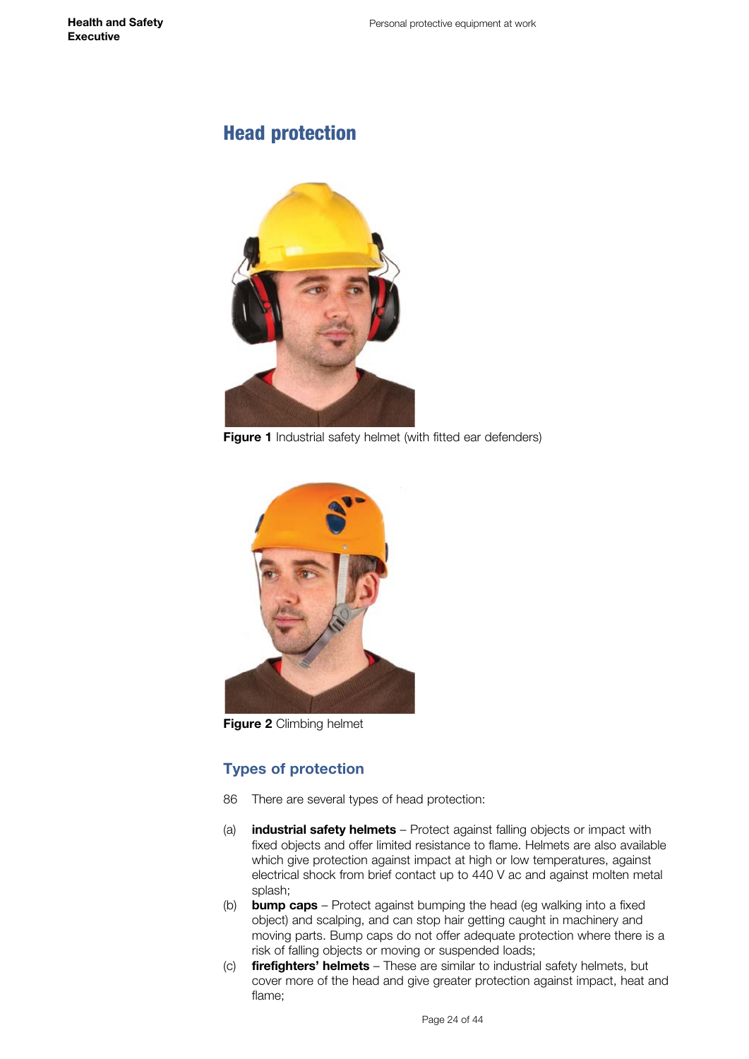## Head protection

**Figure 1** Industrial safety helmet (with fitted ear defenders)

**Figure 2** Climbing helmet

### Types of protection

86 There are several types of head protection:

(a) **industrial safety helmets** – Protect against falling objects or impact with fixed objects and offer limited resistance to flame. Helmets are also available which give protection against impact at high or low temperatures, against electrical shock from brief contact up to 440 V ac and against molten metal splash;

(b) **bump caps** – Protect against bumping the head (eg walking into a fixed object) and scalping, and can stop hair getting caught in machinery and moving parts. Bump caps do not offer adequate protection where there is a risk of falling objects or moving or suspended loads;

(c) **firefighters' helmets** – These are similar to industrial safety helmets, but cover more of the head and give greater protection against impact, heat and flame;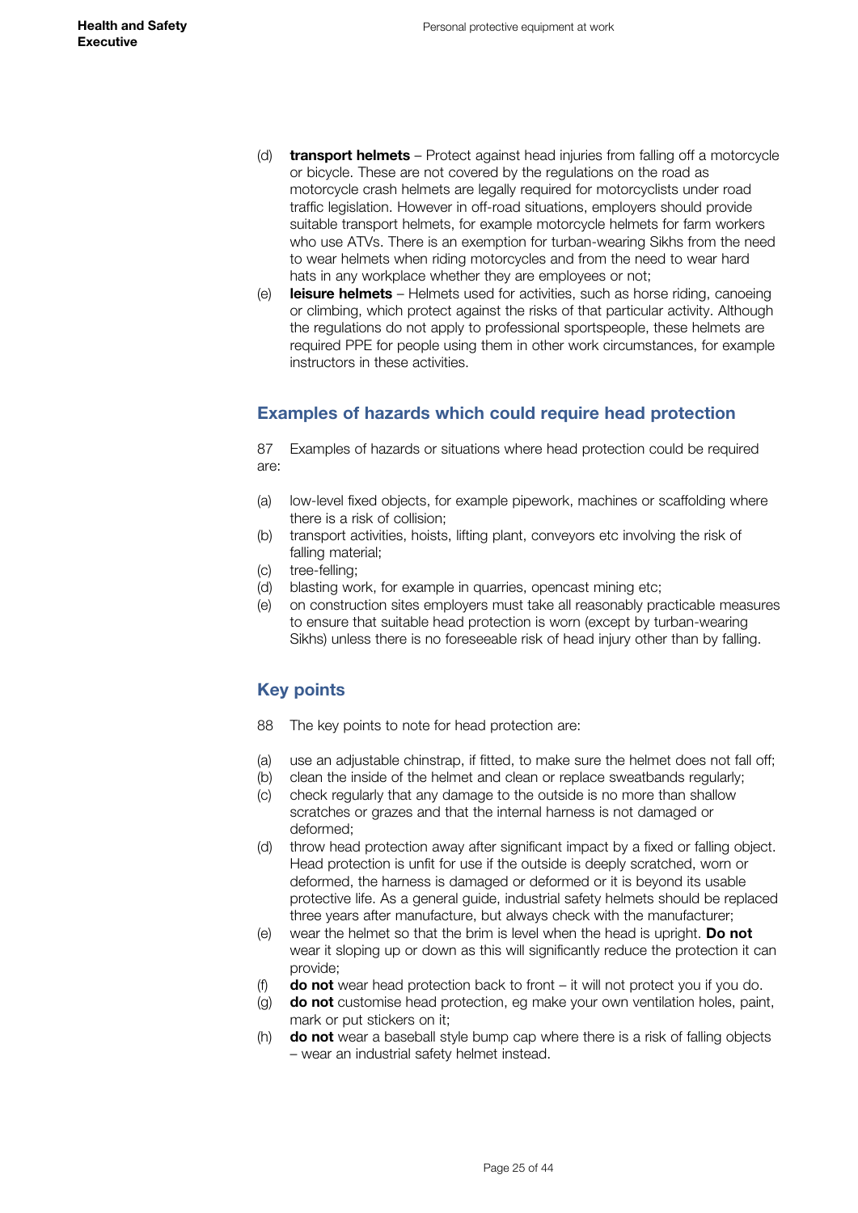(d) **transport helmets** – Protect against head injuries from falling off a motorcycle or bicycle. These are not covered by the regulations on the road as motorcycle crash helmets are legally required for motorcyclists under road traffic legislation. However in off-road situations, employers should provide suitable transport helmets, for example motorcycle helmets for farm workers who use ATVs. There is an exemption for turban-wearing Sikhs from the need to wear helmets when riding motorcycles and from the need to wear hard hats in any workplace whether they are employees or not;

(e) **leisure helmets** – Helmets used for activities, such as horse riding, canoeing or climbing, which protect against the risks of that particular activity. Although the regulations do not apply to professional sportspeople, these helmets are required PPE for people using them in other work circumstances, for example instructors in these activities.

## Examples of hazards which could require head protection

87 Examples of hazards or situations where head protection could be required are:

(a) low-level fixed objects, for example pipework, machines or scaffolding where there is a risk of collision;

(b) transport activities, hoists, lifting plant, conveyors etc involving the risk of falling material;

(c) tree-felling;

(d) blasting work, for example in quarries, opencast mining etc;

(e) on construction sites employers must take all reasonably practicable measures to ensure that suitable head protection is worn (except by turban-wearing Sikhs) unless there is no foreseeable risk of head injury other than by falling.

## Key points

88 The key points to note for head protection are:

(a) use an adjustable chinstrap, if fitted, to make sure the helmet does not fall off;

(b) clean the inside of the helmet and clean or replace sweatbands regularly;

(c) check regularly that any damage to the outside is no more than shallow scratches or grazes and that the internal harness is not damaged or deformed;

(d) throw head protection away after significant impact by a fixed or falling object. Head protection is unfit for use if the outside is deeply scratched, worn or deformed, the harness is damaged or deformed or it is beyond its usable protective life. As a general guide, industrial safety helmets should be replaced three years after manufacture, but always check with the manufacturer;

(e) wear the helmet so that the brim is level when the head is upright. **Do not** wear it sloping up or down as this will significantly reduce the protection it can provide;

(f) **do not** wear head protection back to front – it will not protect you if you do.

(g) **do not** customise head protection, eg make your own ventilation holes, paint, mark or put stickers on it;

(h) **do not** wear a baseball style bump cap where there is a risk of falling objects – wear an industrial safety helmet instead.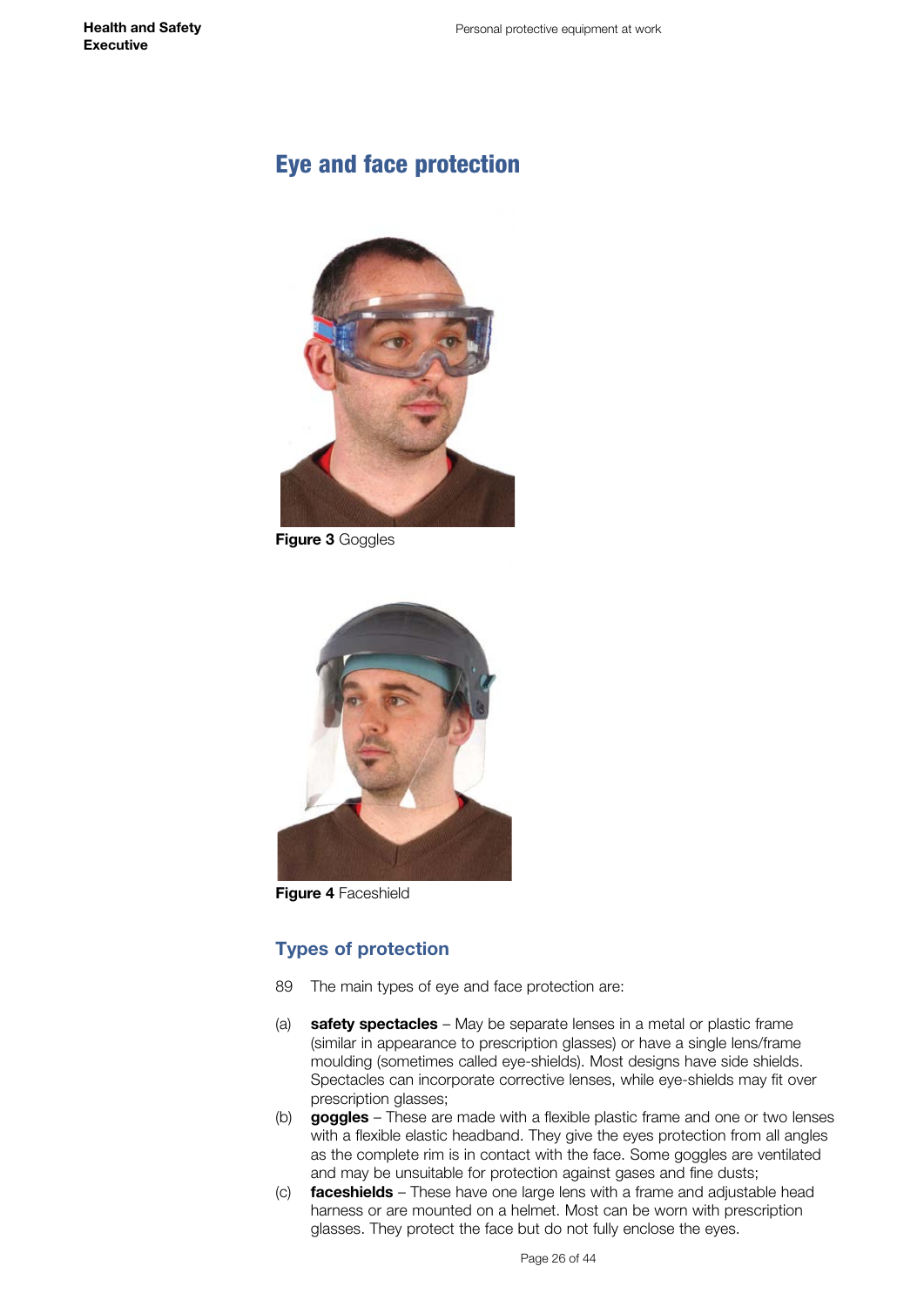# Eye and face protection

**Figure 3** Goggles

**Figure 4** Faceshield

## Types of protection

89 The main types of eye and face protection are:

(a) **safety spectacles** – May be separate lenses in a metal or plastic frame (similar in appearance to prescription glasses) or have a single lens/frame moulding (sometimes called eye-shields). Most designs have side shields. Spectacles can incorporate corrective lenses, while eye-shields may fit over prescription glasses;

(b) **goggles** – These are made with a flexible plastic frame and one or two lenses with a flexible elastic headband. They give the eyes protection from all angles as the complete rim is in contact with the face. Some goggles are ventilated and may be unsuitable for protection against gases and fine dusts;

(c) **faceshields** – These have one large lens with a frame and adjustable head harness or are mounted on a helmet. Most can be worn with prescription glasses. They protect the face but do not fully enclose the eyes.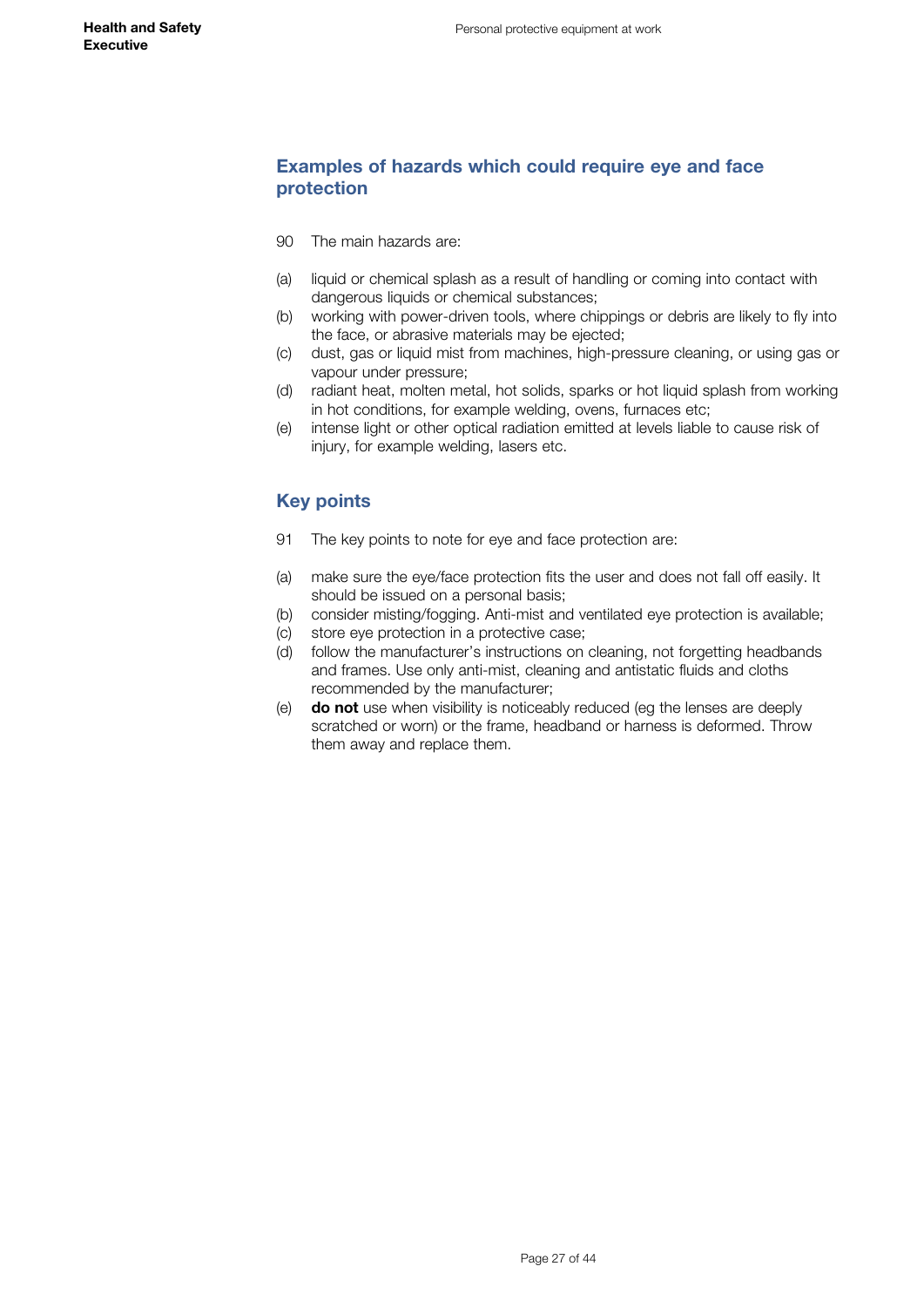## Examples of hazards which could require eye and face protection

90 The main hazards are:

(a) liquid or chemical splash as a result of handling or coming into contact with dangerous liquids or chemical substances;
(b) working with power-driven tools, where chippings or debris are likely to fly into the face, or abrasive materials may be ejected;
(c) dust, gas or liquid mist from machines, high-pressure cleaning, or using gas or vapour under pressure;
(d) radiant heat, molten metal, hot solids, sparks or hot liquid splash from working in hot conditions, for example welding, ovens, furnaces etc;
(e) intense light or other optical radiation emitted at levels liable to cause risk of injury, for example welding, lasers etc.

## Key points

91 The key points to note for eye and face protection are:

(a) make sure the eye/face protection fits the user and does not fall off easily. It should be issued on a personal basis;
(b) consider misting/fogging. Anti-mist and ventilated eye protection is available;
(c) store eye protection in a protective case;
(d) follow the manufacturer's instructions on cleaning, not forgetting headbands and frames. Use only anti-mist, cleaning and antistatic fluids and cloths recommended by the manufacturer;
(e) **do not** use when visibility is noticeably reduced (eg the lenses are deeply scratched or worn) or the frame, headband or harness is deformed. Throw them away and replace them.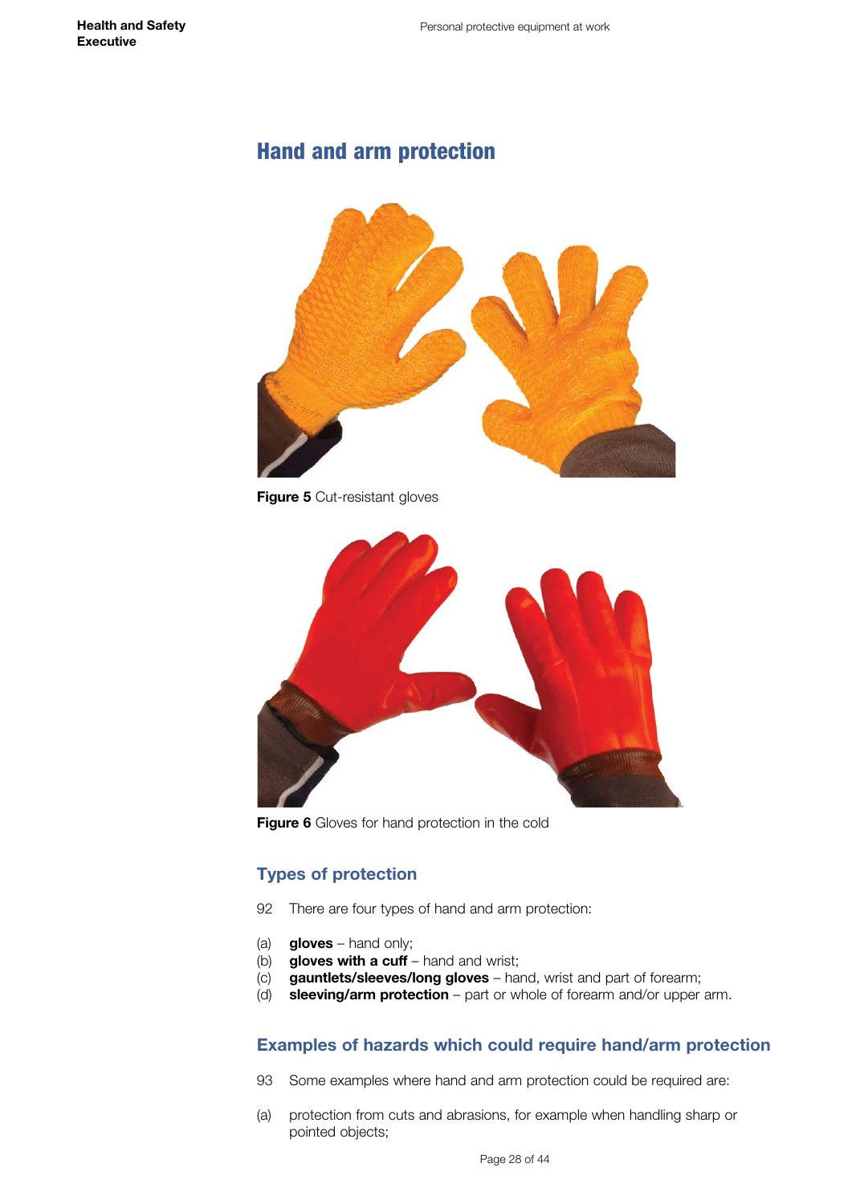## Hand and arm protection

**Figure 5** Cut-resistant gloves

**Figure 6** Gloves for hand protection in the cold

### Types of protection

92 There are four types of hand and arm protection:

(a) **gloves** – hand only;
(b) **gloves with a cuff** – hand and wrist;
(c) **gauntlets/sleeves/long gloves** – hand, wrist and part of forearm;
(d) **sleeving/arm protection** – part or whole of forearm and/or upper arm.

### Examples of hazards which could require hand/arm protection

93 Some examples where hand and arm protection could be required are:

(a) protection from cuts and abrasions, for example when handling sharp or pointed objects;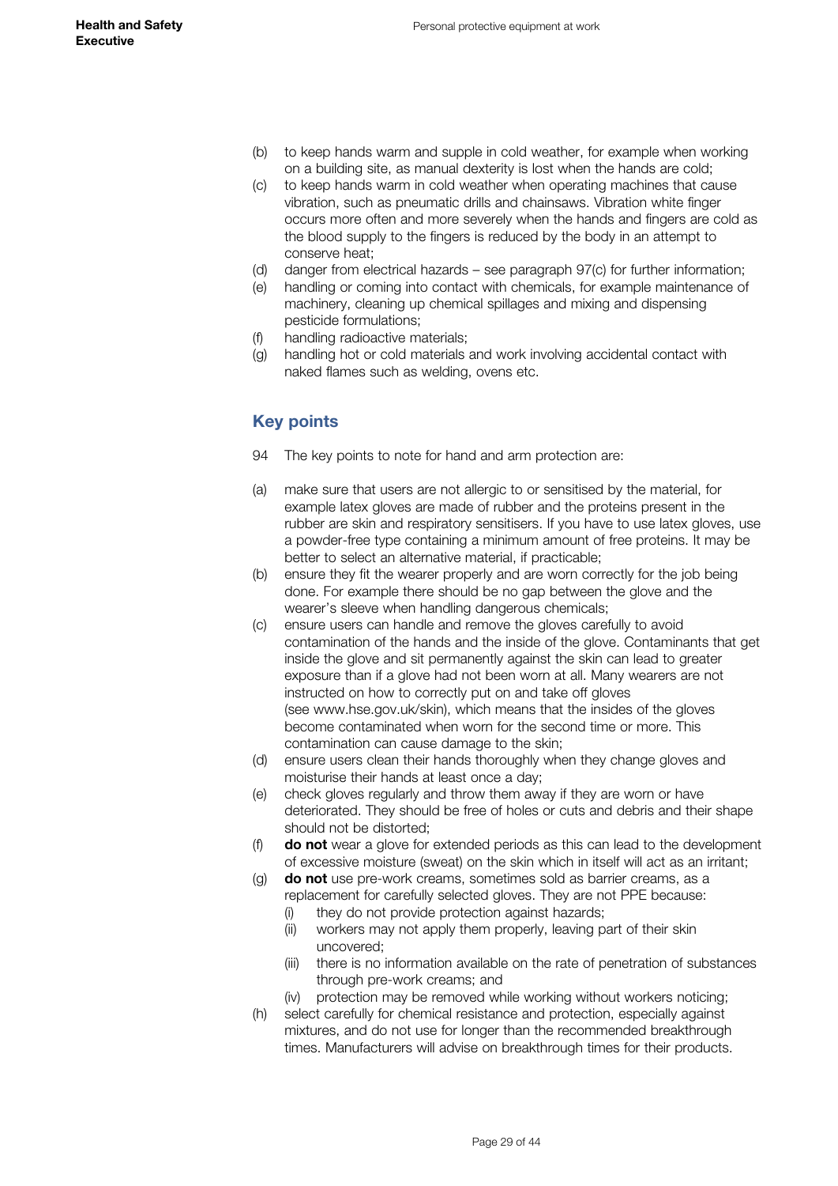(b) to keep hands warm and supple in cold weather, for example when working on a building site, as manual dexterity is lost when the hands are cold;
(c) to keep hands warm in cold weather when operating machines that cause vibration, such as pneumatic drills and chainsaws. Vibration white finger occurs more often and more severely when the hands and fingers are cold as the blood supply to the fingers is reduced by the body in an attempt to conserve heat;
(d) danger from electrical hazards – see paragraph 97(c) for further information;
(e) handling or coming into contact with chemicals, for example maintenance of machinery, cleaning up chemical spillages and mixing and dispensing pesticide formulations;
(f) handling radioactive materials;
(g) handling hot or cold materials and work involving accidental contact with naked flames such as welding, ovens etc.

## Key points

94 The key points to note for hand and arm protection are:

(a) make sure that users are not allergic to or sensitised by the material, for example latex gloves are made of rubber and the proteins present in the rubber are skin and respiratory sensitisers. If you have to use latex gloves, use a powder-free type containing a minimum amount of free proteins. It may be better to select an alternative material, if practicable;
(b) ensure they fit the wearer properly and are worn correctly for the job being done. For example there should be no gap between the glove and the wearer's sleeve when handling dangerous chemicals;
(c) ensure users can handle and remove the gloves carefully to avoid contamination of the hands and the inside of the glove. Contaminants that get inside the glove and sit permanently against the skin can lead to greater exposure than if a glove had not been worn at all. Many wearers are not instructed on how to correctly put on and take off gloves (see www.hse.gov.uk/skin), which means that the insides of the gloves become contaminated when worn for the second time or more. This contamination can cause damage to the skin;
(d) ensure users clean their hands thoroughly when they change gloves and moisturise their hands at least once a day;
(e) check gloves regularly and throw them away if they are worn or have deteriorated. They should be free of holes or cuts and debris and their shape should not be distorted;
(f) **do not** wear a glove for extended periods as this can lead to the development of excessive moisture (sweat) on the skin which in itself will act as an irritant;
(g) **do not** use pre-work creams, sometimes sold as barrier creams, as a replacement for carefully selected gloves. They are not PPE because:
   (i) they do not provide protection against hazards;
   (ii) workers may not apply them properly, leaving part of their skin uncovered;
   (iii) there is no information available on the rate of penetration of substances through pre-work creams; and
   (iv) protection may be removed while working without workers noticing;
(h) select carefully for chemical resistance and protection, especially against mixtures, and do not use for longer than the recommended breakthrough times. Manufacturers will advise on breakthrough times for their products.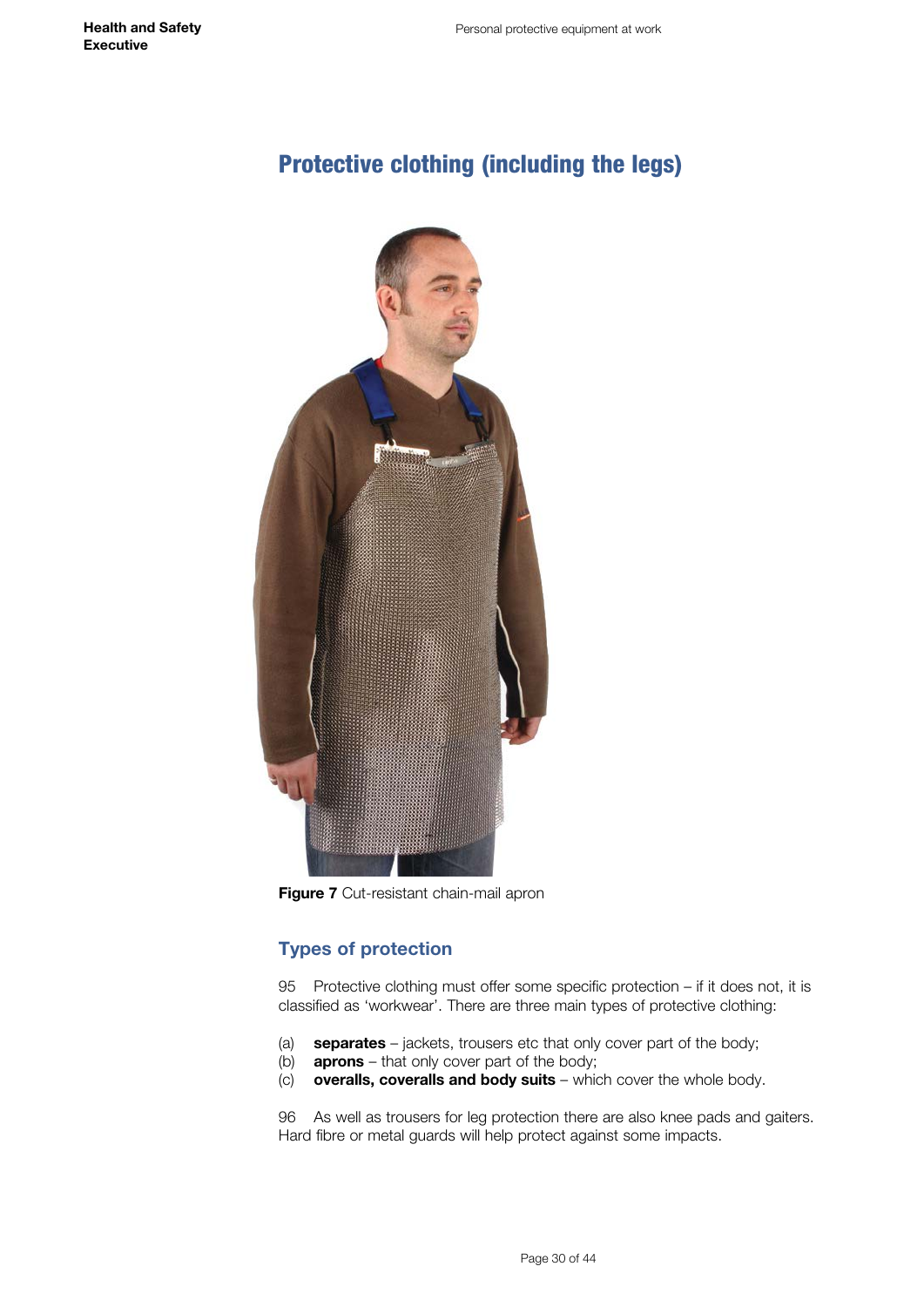## Protective clothing (including the legs)

**Figure 7** Cut-resistant chain-mail apron

### Types of protection

95 Protective clothing must offer some specific protection – if it does not, it is classified as 'workwear'. There are three main types of protective clothing:

(a) **separates** – jackets, trousers etc that only cover part of the body;
(b) **aprons** – that only cover part of the body;
(c) **overalls, coveralls and body suits** – which cover the whole body.

96 As well as trousers for leg protection there are also knee pads and gaiters. Hard fibre or metal guards will help protect against some impacts.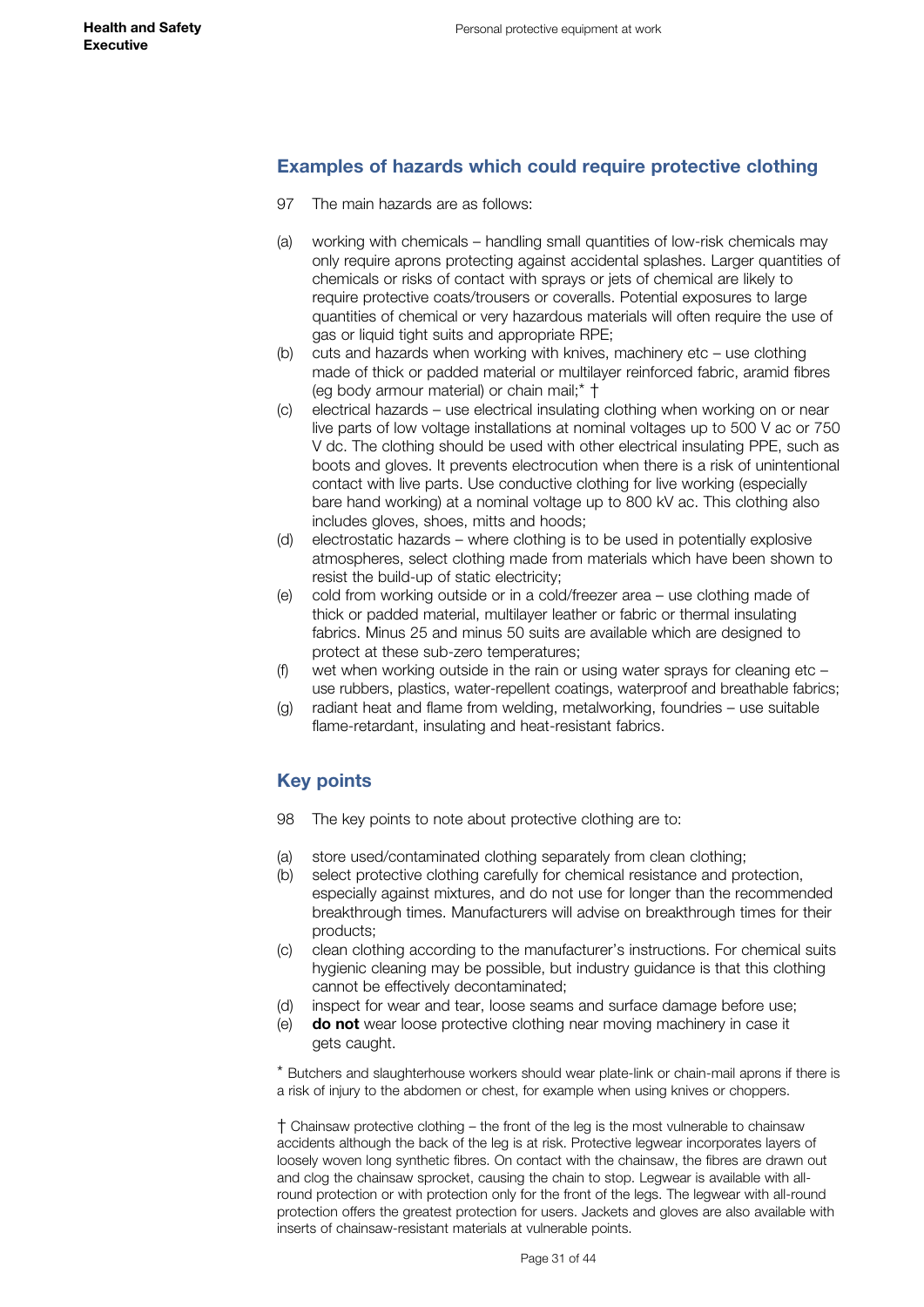## Examples of hazards which could require protective clothing

97 The main hazards are as follows:

(a) working with chemicals – handling small quantities of low-risk chemicals may only require aprons protecting against accidental splashes. Larger quantities of chemicals or risks of contact with sprays or jets of chemical are likely to require protective coats/trousers or coveralls. Potential exposures to large quantities of chemical or very hazardous materials will often require the use of gas or liquid tight suits and appropriate RPE;

(b) cuts and hazards when working with knives, machinery etc – use clothing made of thick or padded material or multilayer reinforced fabric, aramid fibres (eg body armour material) or chain mail;* †

(c) electrical hazards – use electrical insulating clothing when working on or near live parts of low voltage installations at nominal voltages up to 500 V ac or 750 V dc. The clothing should be used with other electrical insulating PPE, such as boots and gloves. It prevents electrocution when there is a risk of unintentional contact with live parts. Use conductive clothing for live working (especially bare hand working) at a nominal voltage up to 800 kV ac. This clothing also includes gloves, shoes, mitts and hoods;

(d) electrostatic hazards – where clothing is to be used in potentially explosive atmospheres, select clothing made from materials which have been shown to resist the build-up of static electricity;

(e) cold from working outside or in a cold/freezer area – use clothing made of thick or padded material, multilayer leather or fabric or thermal insulating fabrics. Minus 25 and minus 50 suits are available which are designed to protect at these sub-zero temperatures;

(f) wet when working outside in the rain or using water sprays for cleaning etc – use rubbers, plastics, water-repellent coatings, waterproof and breathable fabrics;

(g) radiant heat and flame from welding, metalworking, foundries – use suitable flame-retardant, insulating and heat-resistant fabrics.

## Key points

98 The key points to note about protective clothing are to:

(a) store used/contaminated clothing separately from clean clothing;

(b) select protective clothing carefully for chemical resistance and protection, especially against mixtures, and do not use for longer than the recommended breakthrough times. Manufacturers will advise on breakthrough times for their products;

(c) clean clothing according to the manufacturer's instructions. For chemical suits hygienic cleaning may be possible, but industry guidance is that this clothing cannot be effectively decontaminated;

(d) inspect for wear and tear, loose seams and surface damage before use;

(e) **do not** wear loose protective clothing near moving machinery in case it gets caught.

* Butchers and slaughterhouse workers should wear plate-link or chain-mail aprons if there is a risk of injury to the abdomen or chest, for example when using knives or choppers.

† Chainsaw protective clothing – the front of the leg is the most vulnerable to chainsaw accidents although the back of the leg is at risk. Protective legwear incorporates layers of loosely woven long synthetic fibres. On contact with the chainsaw, the fibres are drawn out and clog the chainsaw sprocket, causing the chain to stop. Legwear is available with all-round protection or with protection only for the front of the legs. The legwear with all-round protection offers the greatest protection for users. Jackets and gloves are also available with inserts of chainsaw-resistant materials at vulnerable points.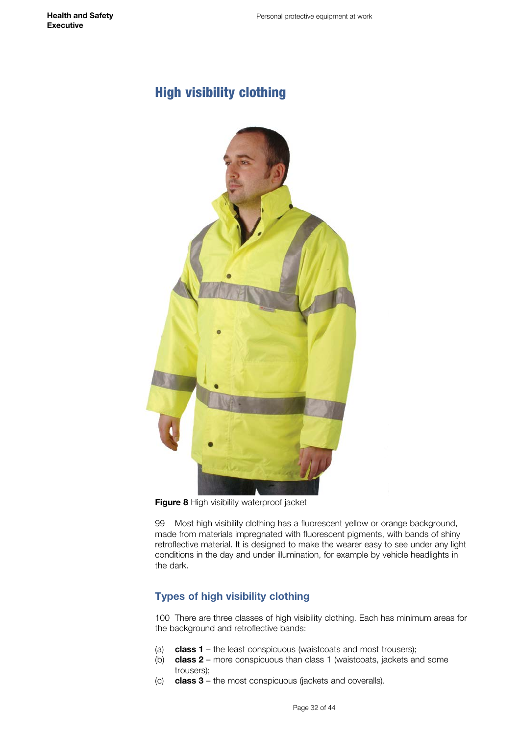# High visibility clothing

**Figure 8** High visibility waterproof jacket

99 Most high visibility clothing has a fluorescent yellow or orange background, made from materials impregnated with fluorescent pigments, with bands of shiny retroflective material. It is designed to make the wearer easy to see under any light conditions in the day and under illumination, for example by vehicle headlights in the dark.

## Types of high visibility clothing

100 There are three classes of high visibility clothing. Each has minimum areas for the background and retroflective bands:

(a) **class 1** – the least conspicuous (waistcoats and most trousers);
(b) **class 2** – more conspicuous than class 1 (waistcoats, jackets and some trousers);
(c) **class 3** – the most conspicuous (jackets and coveralls).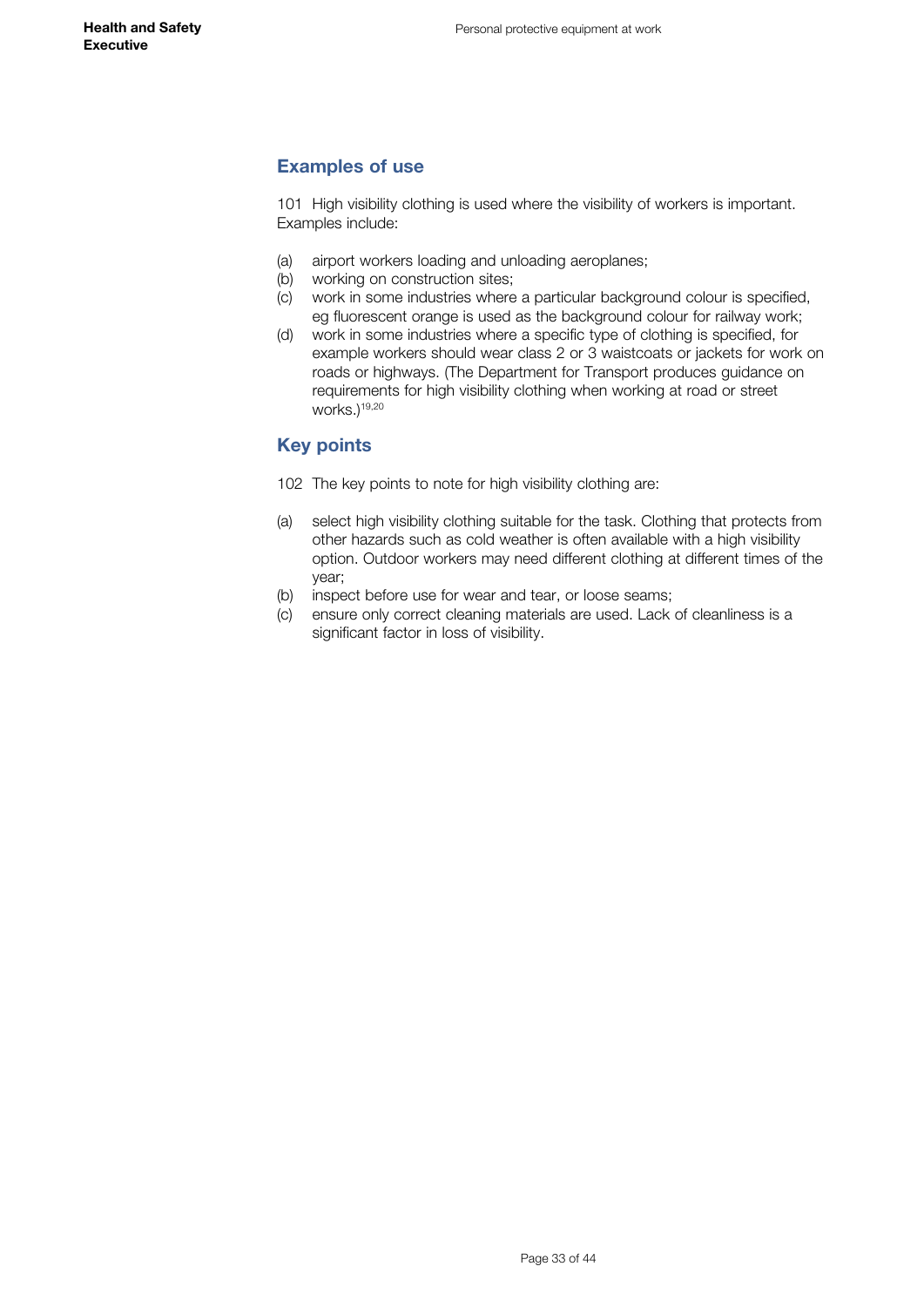## Examples of use

101 High visibility clothing is used where the visibility of workers is important. Examples include:

(a) airport workers loading and unloading aeroplanes;
(b) working on construction sites;
(c) work in some industries where a particular background colour is specified, eg fluorescent orange is used as the background colour for railway work;
(d) work in some industries where a specific type of clothing is specified, for example workers should wear class 2 or 3 waistcoats or jackets for work on roads or highways. (The Department for Transport produces guidance on requirements for high visibility clothing when working at road or street works.)[19,20]

## Key points

102 The key points to note for high visibility clothing are:

(a) select high visibility clothing suitable for the task. Clothing that protects from other hazards such as cold weather is often available with a high visibility option. Outdoor workers may need different clothing at different times of the year;
(b) inspect before use for wear and tear, or loose seams;
(c) ensure only correct cleaning materials are used. Lack of cleanliness is a significant factor in loss of visibility.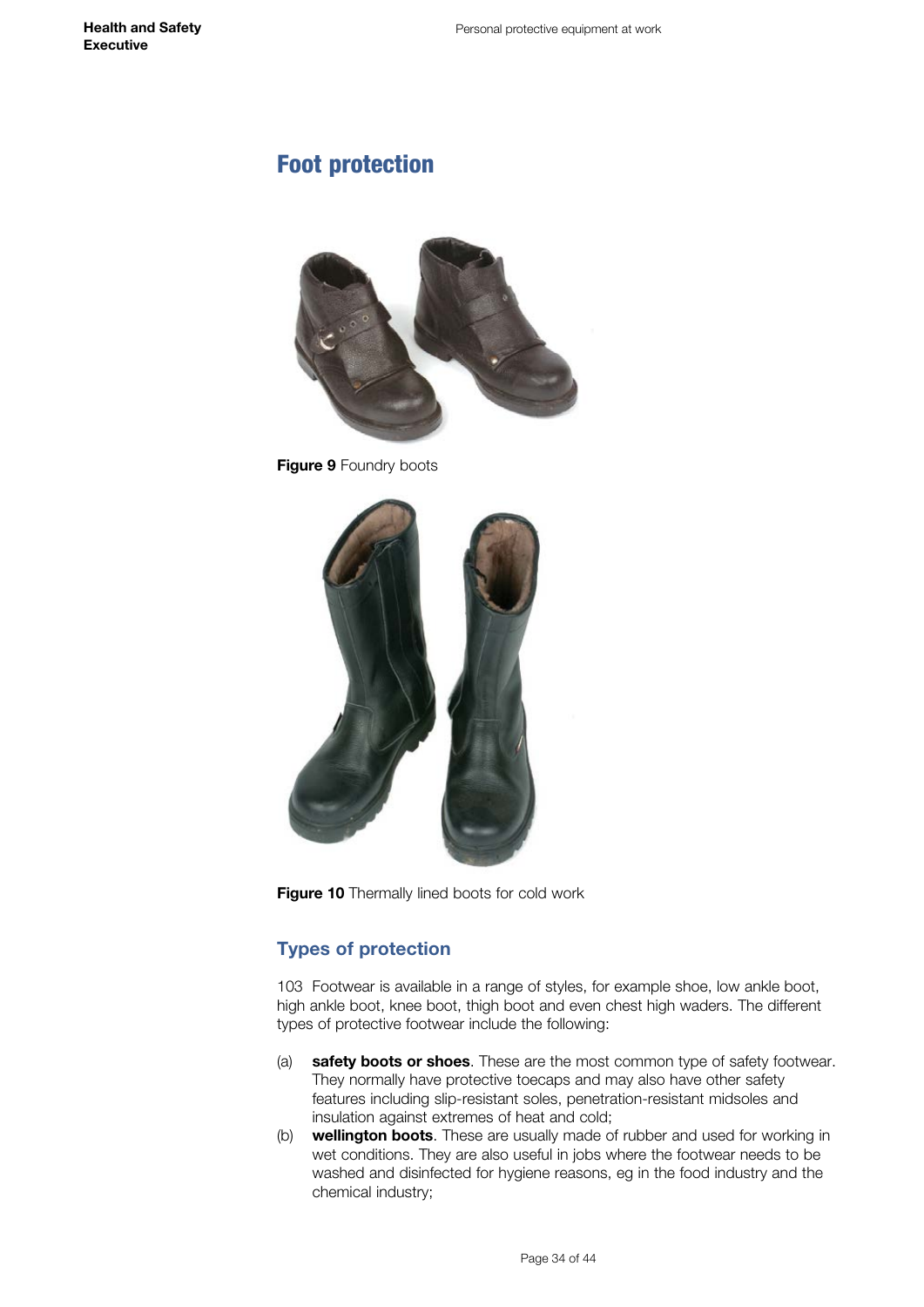## Foot protection

**Figure 9** Foundry boots

**Figure 10** Thermally lined boots for cold work

### Types of protection

103 Footwear is available in a range of styles, for example shoe, low ankle boot, high ankle boot, knee boot, thigh boot and even chest high waders. The different types of protective footwear include the following:

(a) **safety boots or shoes**. These are the most common type of safety footwear. They normally have protective toecaps and may also have other safety features including slip-resistant soles, penetration-resistant midsoles and insulation against extremes of heat and cold;

(b) **wellington boots**. These are usually made of rubber and used for working in wet conditions. They are also useful in jobs where the footwear needs to be washed and disinfected for hygiene reasons, eg in the food industry and the chemical industry;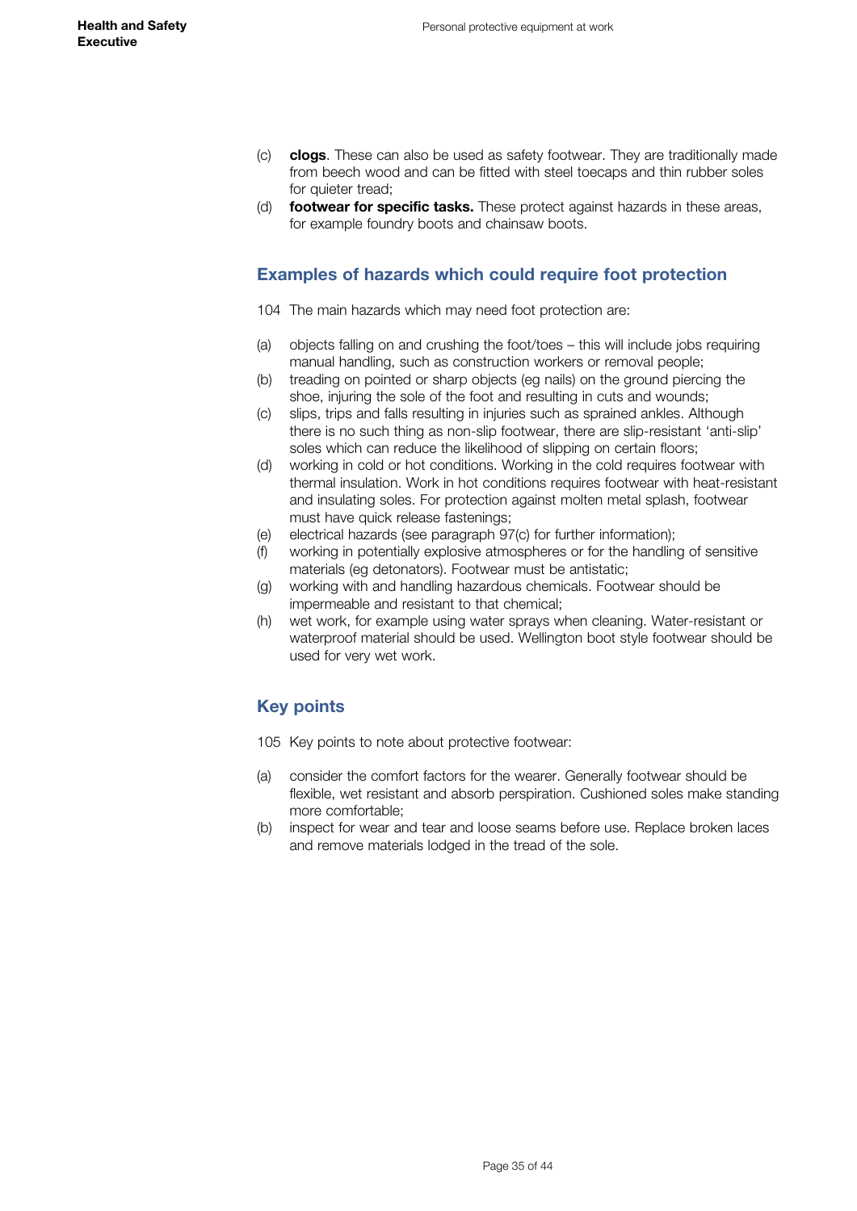(c) **clogs**. These can also be used as safety footwear. They are traditionally made from beech wood and can be fitted with steel toecaps and thin rubber soles for quieter tread;

(d) **footwear for specific tasks.** These protect against hazards in these areas, for example foundry boots and chainsaw boots.

## Examples of hazards which could require foot protection

104 The main hazards which may need foot protection are:

(a) objects falling on and crushing the foot/toes – this will include jobs requiring manual handling, such as construction workers or removal people;

(b) treading on pointed or sharp objects (eg nails) on the ground piercing the shoe, injuring the sole of the foot and resulting in cuts and wounds;

(c) slips, trips and falls resulting in injuries such as sprained ankles. Although there is no such thing as non-slip footwear, there are slip-resistant 'anti-slip' soles which can reduce the likelihood of slipping on certain floors;

(d) working in cold or hot conditions. Working in the cold requires footwear with thermal insulation. Work in hot conditions requires footwear with heat-resistant and insulating soles. For protection against molten metal splash, footwear must have quick release fastenings;

(e) electrical hazards (see paragraph 97(c) for further information);

(f) working in potentially explosive atmospheres or for the handling of sensitive materials (eg detonators). Footwear must be antistatic;

(g) working with and handling hazardous chemicals. Footwear should be impermeable and resistant to that chemical;

(h) wet work, for example using water sprays when cleaning. Water-resistant or waterproof material should be used. Wellington boot style footwear should be used for very wet work.

## Key points

105 Key points to note about protective footwear:

(a) consider the comfort factors for the wearer. Generally footwear should be flexible, wet resistant and absorb perspiration. Cushioned soles make standing more comfortable;

(b) inspect for wear and tear and loose seams before use. Replace broken laces and remove materials lodged in the tread of the sole.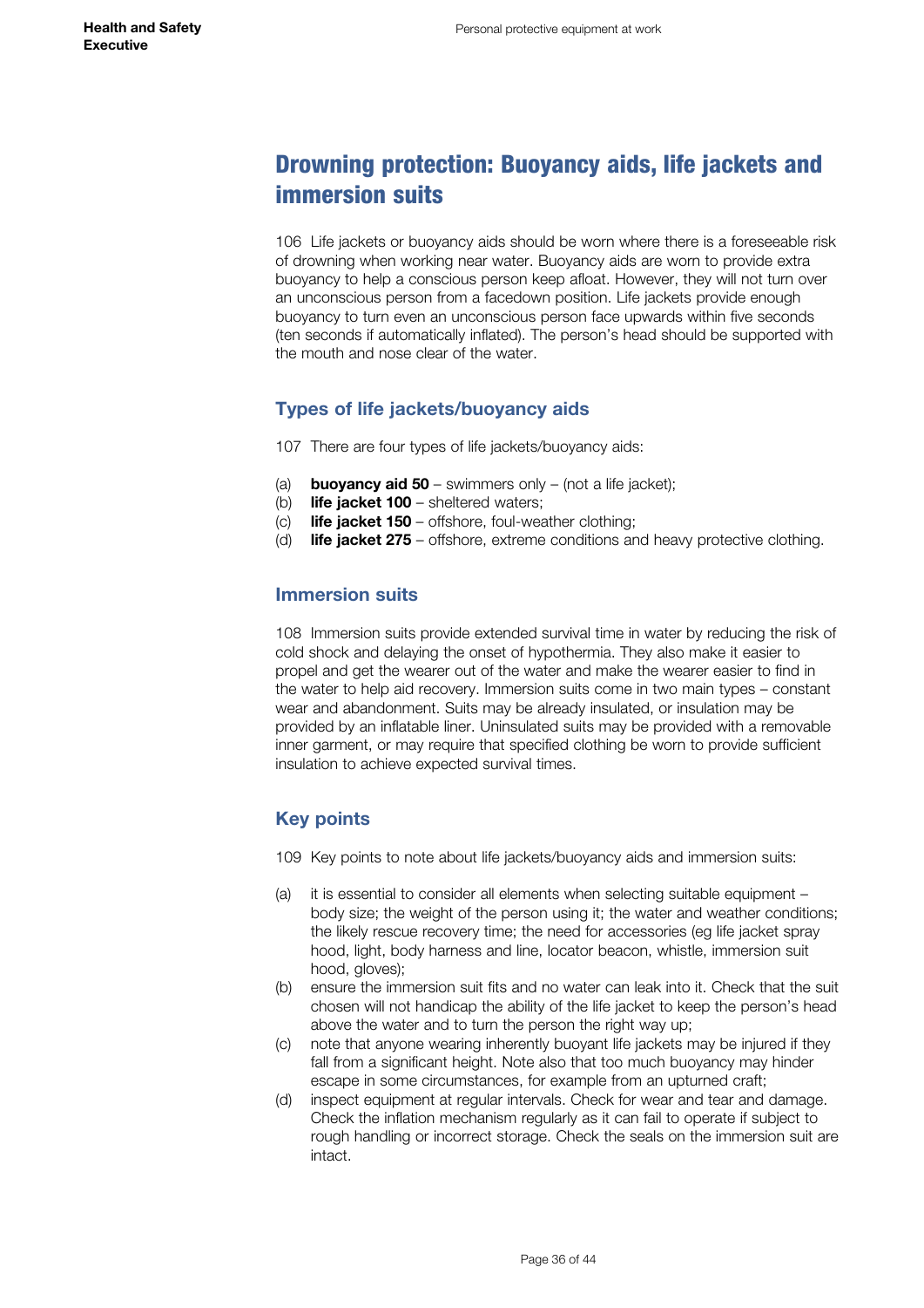## Drowning protection: Buoyancy aids, life jackets and immersion suits

106 Life jackets or buoyancy aids should be worn where there is a foreseeable risk of drowning when working near water. Buoyancy aids are worn to provide extra buoyancy to help a conscious person keep afloat. However, they will not turn over an unconscious person from a facedown position. Life jackets provide enough buoyancy to turn even an unconscious person face upwards within five seconds (ten seconds if automatically inflated). The person's head should be supported with the mouth and nose clear of the water.

### Types of life jackets/buoyancy aids

107 There are four types of life jackets/buoyancy aids:

(a) **buoyancy aid 50** – swimmers only – (not a life jacket);
(b) **life jacket 100** – sheltered waters;
(c) **life jacket 150** – offshore, foul-weather clothing;
(d) **life jacket 275** – offshore, extreme conditions and heavy protective clothing.

### Immersion suits

108 Immersion suits provide extended survival time in water by reducing the risk of cold shock and delaying the onset of hypothermia. They also make it easier to propel and get the wearer out of the water and make the wearer easier to find in the water to help aid recovery. Immersion suits come in two main types – constant wear and abandonment. Suits may be already insulated, or insulation may be provided by an inflatable liner. Uninsulated suits may be provided with a removable inner garment, or may require that specified clothing be worn to provide sufficient insulation to achieve expected survival times.

### Key points

109 Key points to note about life jackets/buoyancy aids and immersion suits:

(a) it is essential to consider all elements when selecting suitable equipment – body size; the weight of the person using it; the water and weather conditions; the likely rescue recovery time; the need for accessories (eg life jacket spray hood, light, body harness and line, locator beacon, whistle, immersion suit hood, gloves);
(b) ensure the immersion suit fits and no water can leak into it. Check that the suit chosen will not handicap the ability of the life jacket to keep the person's head above the water and to turn the person the right way up;
(c) note that anyone wearing inherently buoyant life jackets may be injured if they fall from a significant height. Note also that too much buoyancy may hinder escape in some circumstances, for example from an upturned craft;
(d) inspect equipment at regular intervals. Check for wear and tear and damage. Check the inflation mechanism regularly as it can fail to operate if subject to rough handling or incorrect storage. Check the seals on the immersion suit are intact.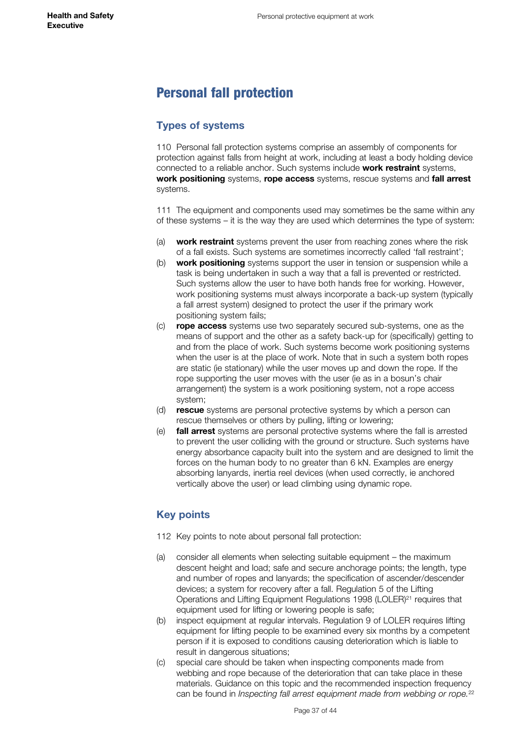# Personal fall protection

## Types of systems

110 Personal fall protection systems comprise an assembly of components for protection against falls from height at work, including at least a body holding device connected to a reliable anchor. Such systems include **work restraint** systems, **work positioning** systems, **rope access** systems, rescue systems and **fall arrest** systems.

111 The equipment and components used may sometimes be the same within any of these systems – it is the way they are used which determines the type of system:

(a) **work restraint** systems prevent the user from reaching zones where the risk of a fall exists. Such systems are sometimes incorrectly called 'fall restraint';

(b) **work positioning** systems support the user in tension or suspension while a task is being undertaken in such a way that a fall is prevented or restricted. Such systems allow the user to have both hands free for working. However, work positioning systems must always incorporate a back-up system (typically a fall arrest system) designed to protect the user if the primary work positioning system fails;

(c) **rope access** systems use two separately secured sub-systems, one as the means of support and the other as a safety back-up for (specifically) getting to and from the place of work. Such systems become work positioning systems when the user is at the place of work. Note that in such a system both ropes are static (ie stationary) while the user moves up and down the rope. If the rope supporting the user moves with the user (ie as in a bosun's chair arrangement) the system is a work positioning system, not a rope access system;

(d) **rescue** systems are personal protective systems by which a person can rescue themselves or others by pulling, lifting or lowering;

(e) **fall arrest** systems are personal protective systems where the fall is arrested to prevent the user colliding with the ground or structure. Such systems have energy absorbance capacity built into the system and are designed to limit the forces on the human body to no greater than 6 kN. Examples are energy absorbing lanyards, inertia reel devices (when used correctly, ie anchored vertically above the user) or lead climbing using dynamic rope.

## Key points

112 Key points to note about personal fall protection:

(a) consider all elements when selecting suitable equipment – the maximum descent height and load; safe and secure anchorage points; the length, type and number of ropes and lanyards; the specification of ascender/descender devices; a system for recovery after a fall. Regulation 5 of the Lifting Operations and Lifting Equipment Regulations 1998 (LOLER)[21] requires that equipment used for lifting or lowering people is safe;

(b) inspect equipment at regular intervals. Regulation 9 of LOLER requires lifting equipment for lifting people to be examined every six months by a competent person if it is exposed to conditions causing deterioration which is liable to result in dangerous situations;

(c) special care should be taken when inspecting components made from webbing and rope because of the deterioration that can take place in these materials. Guidance on this topic and the recommended inspection frequency can be found in *Inspecting fall arrest equipment made from webbing or rope.*[22]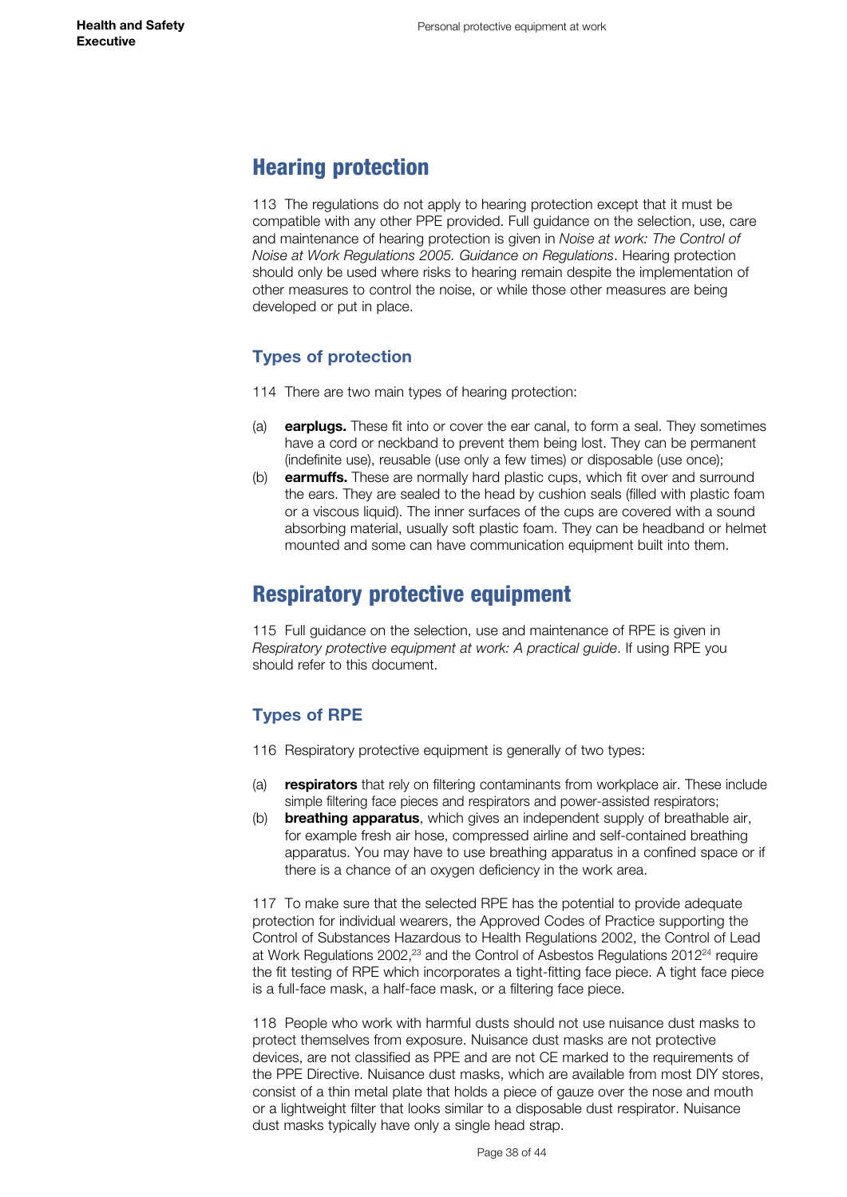## Hearing protection

113 The regulations do not apply to hearing protection except that it must be compatible with any other PPE provided. Full guidance on the selection, use, care and maintenance of hearing protection is given in *Noise at work: The Control of Noise at Work Regulations 2005. Guidance on Regulations*. Hearing protection should only be used where risks to hearing remain despite the implementation of other measures to control the noise, or while those other measures are being developed or put in place.

### Types of protection

114 There are two main types of hearing protection:

(a) **earplugs.** These fit into or cover the ear canal, to form a seal. They sometimes have a cord or neckband to prevent them being lost. They can be permanent (indefinite use), reusable (use only a few times) or disposable (use once);

(b) **earmuffs.** These are normally hard plastic cups, which fit over and surround the ears. They are sealed to the head by cushion seals (filled with plastic foam or a viscous liquid). The inner surfaces of the cups are covered with a sound absorbing material, usually soft plastic foam. They can be headband or helmet mounted and some can have communication equipment built into them.

## Respiratory protective equipment

115 Full guidance on the selection, use and maintenance of RPE is given in *Respiratory protective equipment at work: A practical guide*. If using RPE you should refer to this document.

### Types of RPE

116 Respiratory protective equipment is generally of two types:

(a) **respirators** that rely on filtering contaminants from workplace air. These include simple filtering face pieces and respirators and power-assisted respirators;

(b) **breathing apparatus**, which gives an independent supply of breathable air, for example fresh air hose, compressed airline and self-contained breathing apparatus. You may have to use breathing apparatus in a confined space or if there is a chance of an oxygen deficiency in the work area.

117 To make sure that the selected RPE has the potential to provide adequate protection for individual wearers, the Approved Codes of Practice supporting the Control of Substances Hazardous to Health Regulations 2002, the Control of Lead at Work Regulations 2002,[23] and the Control of Asbestos Regulations 2012[24] require the fit testing of RPE which incorporates a tight-fitting face piece. A tight face piece is a full-face mask, a half-face mask, or a filtering face piece.

118 People who work with harmful dusts should not use nuisance dust masks to protect themselves from exposure. Nuisance dust masks are not protective devices, are not classified as PPE and are not CE marked to the requirements of the PPE Directive. Nuisance dust masks, which are available from most DIY stores, consist of a thin metal plate that holds a piece of gauze over the nose and mouth or a lightweight filter that looks similar to a disposable dust respirator. Nuisance dust masks typically have only a single head strap.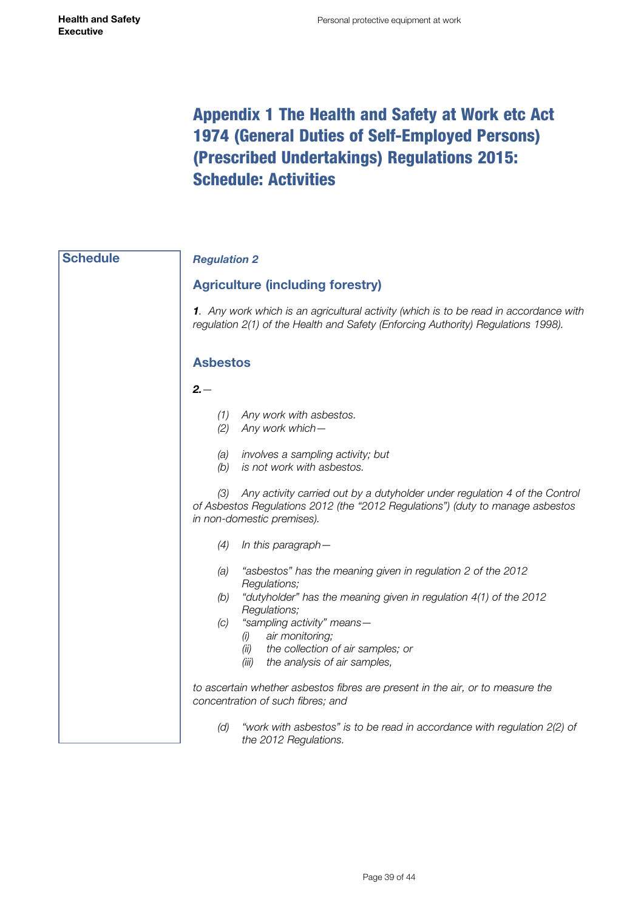# Appendix 1 The Health and Safety at Work etc Act 1974 (General Duties of Self-Employed Persons) (Prescribed Undertakings) Regulations 2015: Schedule: Activities

**Schedule**

***Regulation 2***

## Agriculture (including forestry)

***1***. *Any work which is an agricultural activity (which is to be read in accordance with regulation 2(1) of the Health and Safety (Enforcing Authority) Regulations 1998).*

## Asbestos

***2.***—

*(1) Any work with asbestos.*

*(2) Any work which—*

*(a) involves a sampling activity; but*

*(b) is not work with asbestos.*

*(3) Any activity carried out by a dutyholder under regulation 4 of the Control of Asbestos Regulations 2012 (the "2012 Regulations") (duty to manage asbestos in non-domestic premises).*

*(4) In this paragraph—*

*(a) "asbestos" has the meaning given in regulation 2 of the 2012 Regulations;*

*(b) "dutyholder" has the meaning given in regulation 4(1) of the 2012 Regulations;*

*(c) "sampling activity" means—*

*(i) air monitoring;*

*(ii) the collection of air samples; or*

*(iii) the analysis of air samples,*

*to ascertain whether asbestos fibres are present in the air, or to measure the concentration of such fibres; and*

*(d) "work with asbestos" is to be read in accordance with regulation 2(2) of the 2012 Regulations.*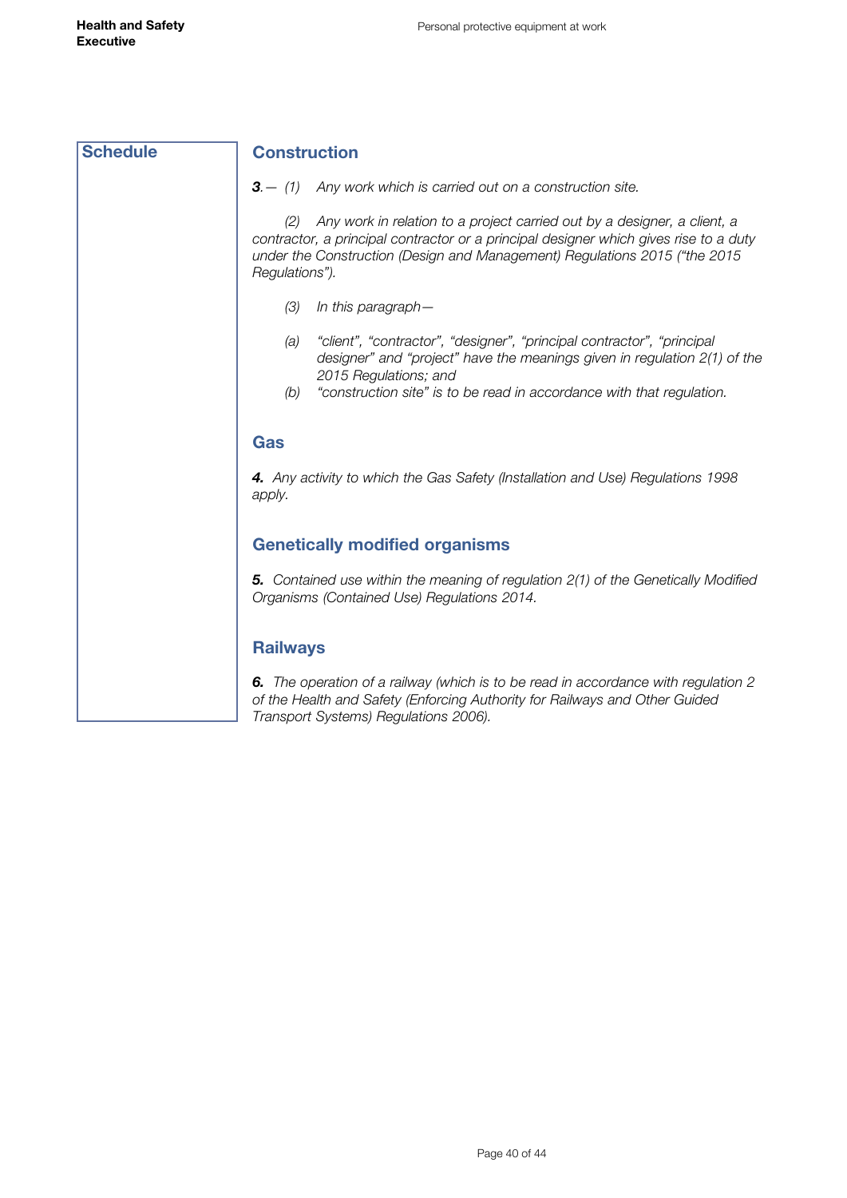## Schedule

### Construction

*__3__.— (1) Any work which is carried out on a construction site.*

*(2) Any work in relation to a project carried out by a designer, a client, a contractor, a principal contractor or a principal designer which gives rise to a duty under the Construction (Design and Management) Regulations 2015 ("the 2015 Regulations").*

*(3) In this paragraph—*

*(a) "client", "contractor", "designer", "principal contractor", "principal designer" and "project" have the meanings given in regulation 2(1) of the 2015 Regulations; and*
*(b) "construction site" is to be read in accordance with that regulation.*

### Gas

*__4.__ Any activity to which the Gas Safety (Installation and Use) Regulations 1998 apply.*

### Genetically modified organisms

*__5.__ Contained use within the meaning of regulation 2(1) of the Genetically Modified Organisms (Contained Use) Regulations 2014.*

### Railways

*__6.__ The operation of a railway (which is to be read in accordance with regulation 2 of the Health and Safety (Enforcing Authority for Railways and Other Guided Transport Systems) Regulations 2006).*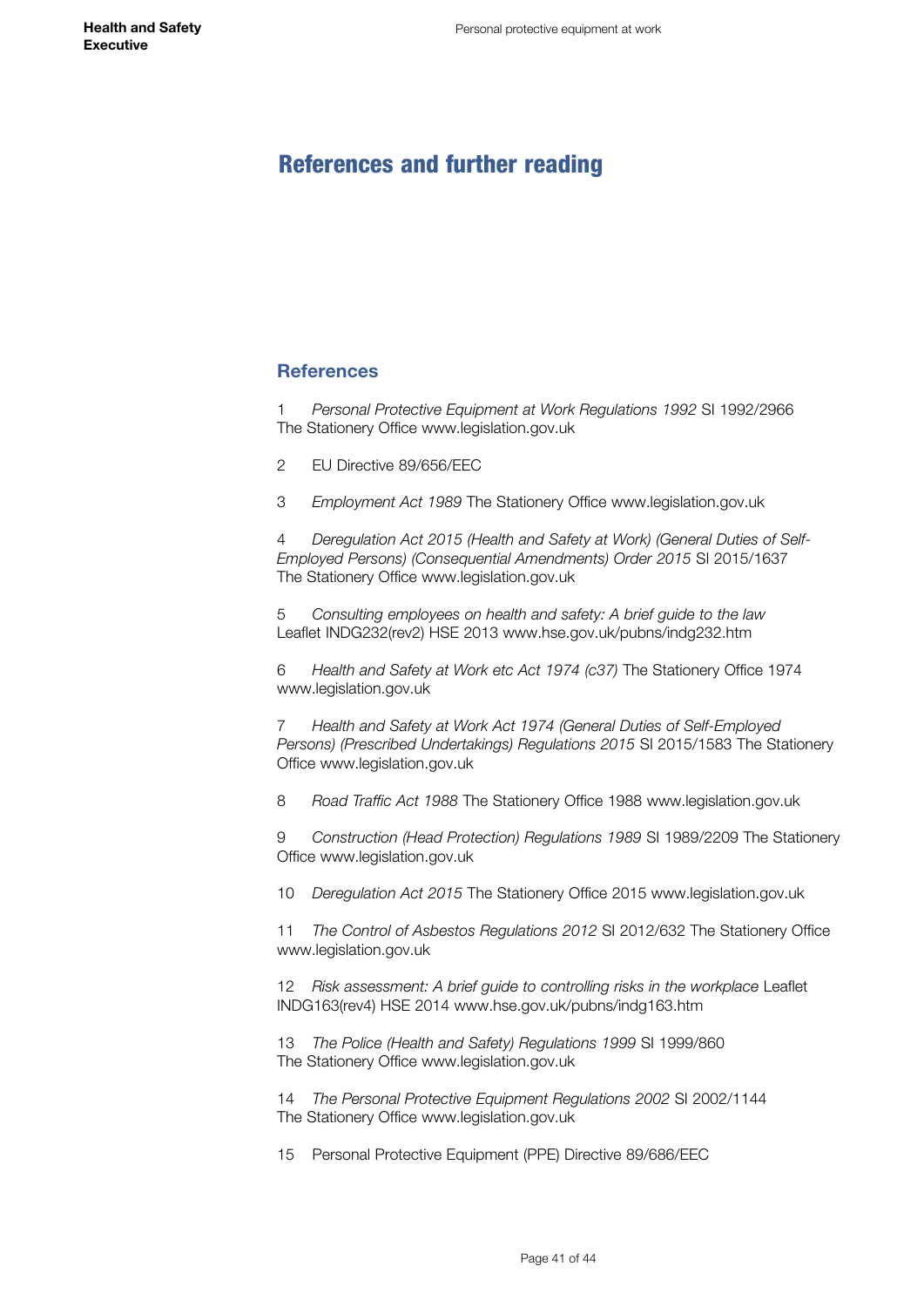# References and further reading

## References

1 *Personal Protective Equipment at Work Regulations 1992* SI 1992/2966 The Stationery Office www.legislation.gov.uk

2 EU Directive 89/656/EEC

3 *Employment Act 1989* The Stationery Office www.legislation.gov.uk

4 *Deregulation Act 2015 (Health and Safety at Work) (General Duties of Self-Employed Persons) (Consequential Amendments) Order 2015* SI 2015/1637 The Stationery Office www.legislation.gov.uk

5 *Consulting employees on health and safety: A brief guide to the law* Leaflet INDG232(rev2) HSE 2013 www.hse.gov.uk/pubns/indg232.htm

6 *Health and Safety at Work etc Act 1974 (c37)* The Stationery Office 1974 www.legislation.gov.uk

7 *Health and Safety at Work Act 1974 (General Duties of Self-Employed Persons) (Prescribed Undertakings) Regulations 2015* SI 2015/1583 The Stationery Office www.legislation.gov.uk

8 *Road Traffic Act 1988* The Stationery Office 1988 www.legislation.gov.uk

9 *Construction (Head Protection) Regulations 1989* SI 1989/2209 The Stationery Office www.legislation.gov.uk

10 *Deregulation Act 2015* The Stationery Office 2015 www.legislation.gov.uk

11 *The Control of Asbestos Regulations 2012* SI 2012/632 The Stationery Office www.legislation.gov.uk

12 *Risk assessment: A brief guide to controlling risks in the workplace* Leaflet INDG163(rev4) HSE 2014 www.hse.gov.uk/pubns/indg163.htm

13 *The Police (Health and Safety) Regulations 1999* SI 1999/860 The Stationery Office www.legislation.gov.uk

14 *The Personal Protective Equipment Regulations 2002* SI 2002/1144 The Stationery Office www.legislation.gov.uk

15 Personal Protective Equipment (PPE) Directive 89/686/EEC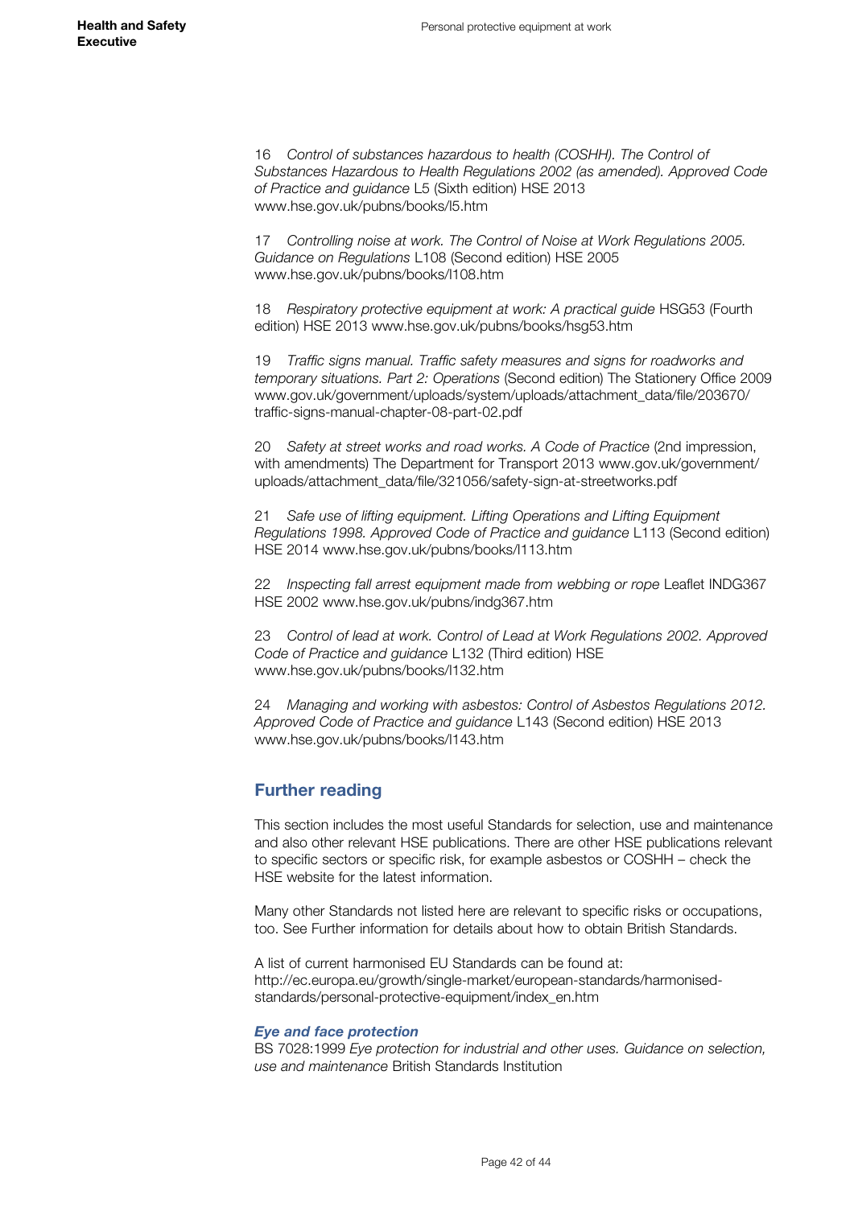16 *Control of substances hazardous to health (COSHH). The Control of Substances Hazardous to Health Regulations 2002 (as amended). Approved Code of Practice and guidance* L5 (Sixth edition) HSE 2013 www.hse.gov.uk/pubns/books/l5.htm

17 *Controlling noise at work. The Control of Noise at Work Regulations 2005. Guidance on Regulations* L108 (Second edition) HSE 2005 www.hse.gov.uk/pubns/books/l108.htm

18 *Respiratory protective equipment at work: A practical guide* HSG53 (Fourth edition) HSE 2013 www.hse.gov.uk/pubns/books/hsg53.htm

19 *Traffic signs manual. Traffic safety measures and signs for roadworks and temporary situations. Part 2: Operations* (Second edition) The Stationery Office 2009 www.gov.uk/government/uploads/system/uploads/attachment_data/file/203670/traffic-signs-manual-chapter-08-part-02.pdf

20 *Safety at street works and road works. A Code of Practice* (2nd impression, with amendments) The Department for Transport 2013 www.gov.uk/government/uploads/attachment_data/file/321056/safety-sign-at-streetworks.pdf

21 *Safe use of lifting equipment. Lifting Operations and Lifting Equipment Regulations 1998. Approved Code of Practice and guidance* L113 (Second edition) HSE 2014 www.hse.gov.uk/pubns/books/l113.htm

22 *Inspecting fall arrest equipment made from webbing or rope* Leaflet INDG367 HSE 2002 www.hse.gov.uk/pubns/indg367.htm

23 *Control of lead at work. Control of Lead at Work Regulations 2002. Approved Code of Practice and guidance* L132 (Third edition) HSE www.hse.gov.uk/pubns/books/l132.htm

24 *Managing and working with asbestos: Control of Asbestos Regulations 2012. Approved Code of Practice and guidance* L143 (Second edition) HSE 2013 www.hse.gov.uk/pubns/books/l143.htm

## Further reading

This section includes the most useful Standards for selection, use and maintenance and also other relevant HSE publications. There are other HSE publications relevant to specific sectors or specific risk, for example asbestos or COSHH – check the HSE website for the latest information.

Many other Standards not listed here are relevant to specific risks or occupations, too. See Further information for details about how to obtain British Standards.

A list of current harmonised EU Standards can be found at: http://ec.europa.eu/growth/single-market/european-standards/harmonised-standards/personal-protective-equipment/index_en.htm

### *Eye and face protection*

BS 7028:1999 *Eye protection for industrial and other uses. Guidance on selection, use and maintenance* British Standards Institution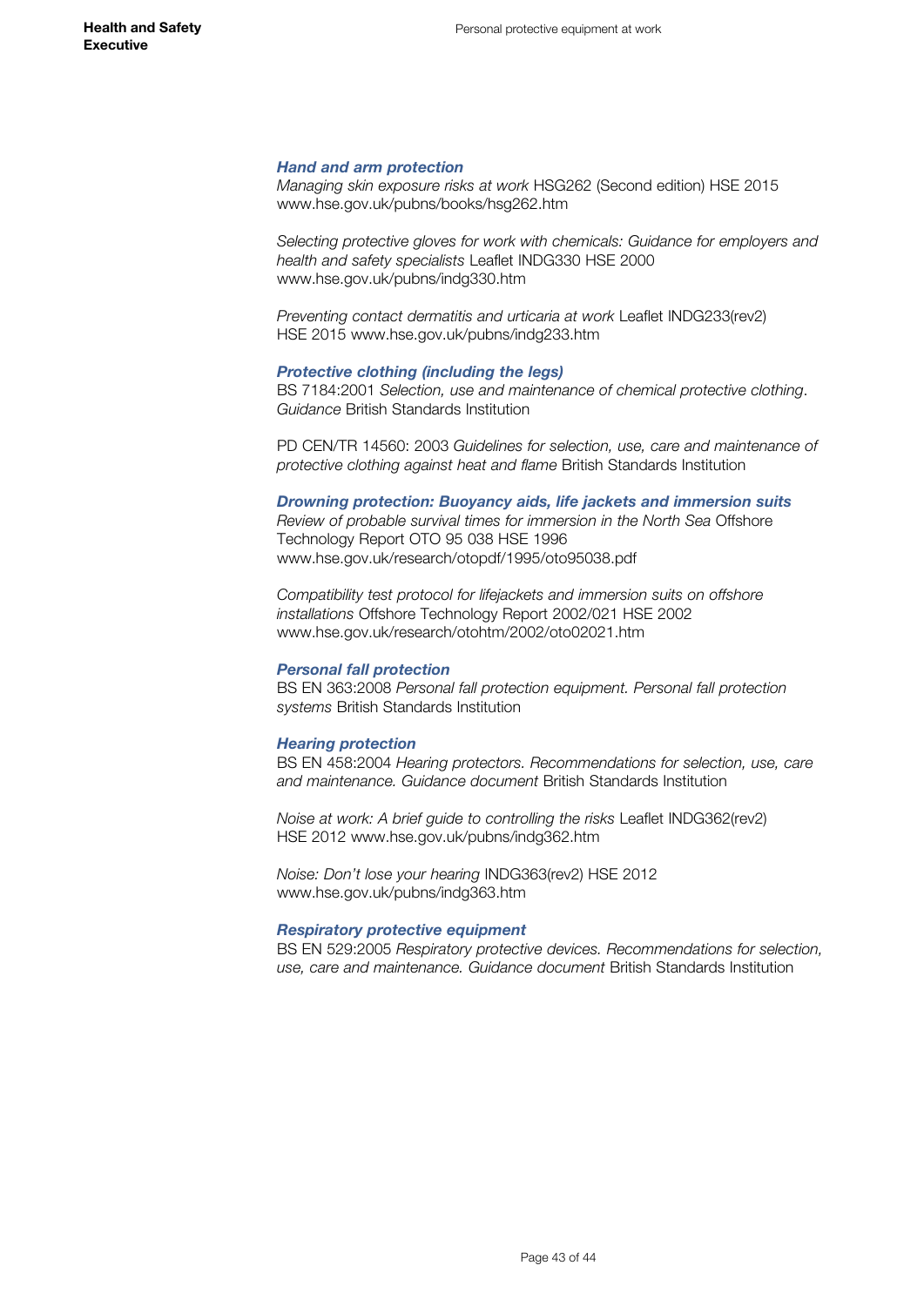### *Hand and arm protection*

*Managing skin exposure risks at work* HSG262 (Second edition) HSE 2015 www.hse.gov.uk/pubns/books/hsg262.htm

*Selecting protective gloves for work with chemicals: Guidance for employers and health and safety specialists* Leaflet INDG330 HSE 2000 www.hse.gov.uk/pubns/indg330.htm

*Preventing contact dermatitis and urticaria at work* Leaflet INDG233(rev2) HSE 2015 www.hse.gov.uk/pubns/indg233.htm

### *Protective clothing (including the legs)*

BS 7184:2001 *Selection, use and maintenance of chemical protective clothing. Guidance* British Standards Institution

PD CEN/TR 14560: 2003 *Guidelines for selection, use, care and maintenance of protective clothing against heat and flame* British Standards Institution

### *Drowning protection: Buoyancy aids, life jackets and immersion suits*

*Review of probable survival times for immersion in the North Sea* Offshore Technology Report OTO 95 038 HSE 1996 www.hse.gov.uk/research/otopdf/1995/oto95038.pdf

*Compatibility test protocol for lifejackets and immersion suits on offshore installations* Offshore Technology Report 2002/021 HSE 2002 www.hse.gov.uk/research/otohtm/2002/oto02021.htm

### *Personal fall protection*

BS EN 363:2008 *Personal fall protection equipment. Personal fall protection systems* British Standards Institution

### *Hearing protection*

BS EN 458:2004 *Hearing protectors. Recommendations for selection, use, care and maintenance. Guidance document* British Standards Institution

*Noise at work: A brief guide to controlling the risks* Leaflet INDG362(rev2) HSE 2012 www.hse.gov.uk/pubns/indg362.htm

*Noise: Don't lose your hearing* INDG363(rev2) HSE 2012 www.hse.gov.uk/pubns/indg363.htm

### *Respiratory protective equipment*

BS EN 529:2005 *Respiratory protective devices. Recommendations for selection, use, care and maintenance. Guidance document* British Standards Institution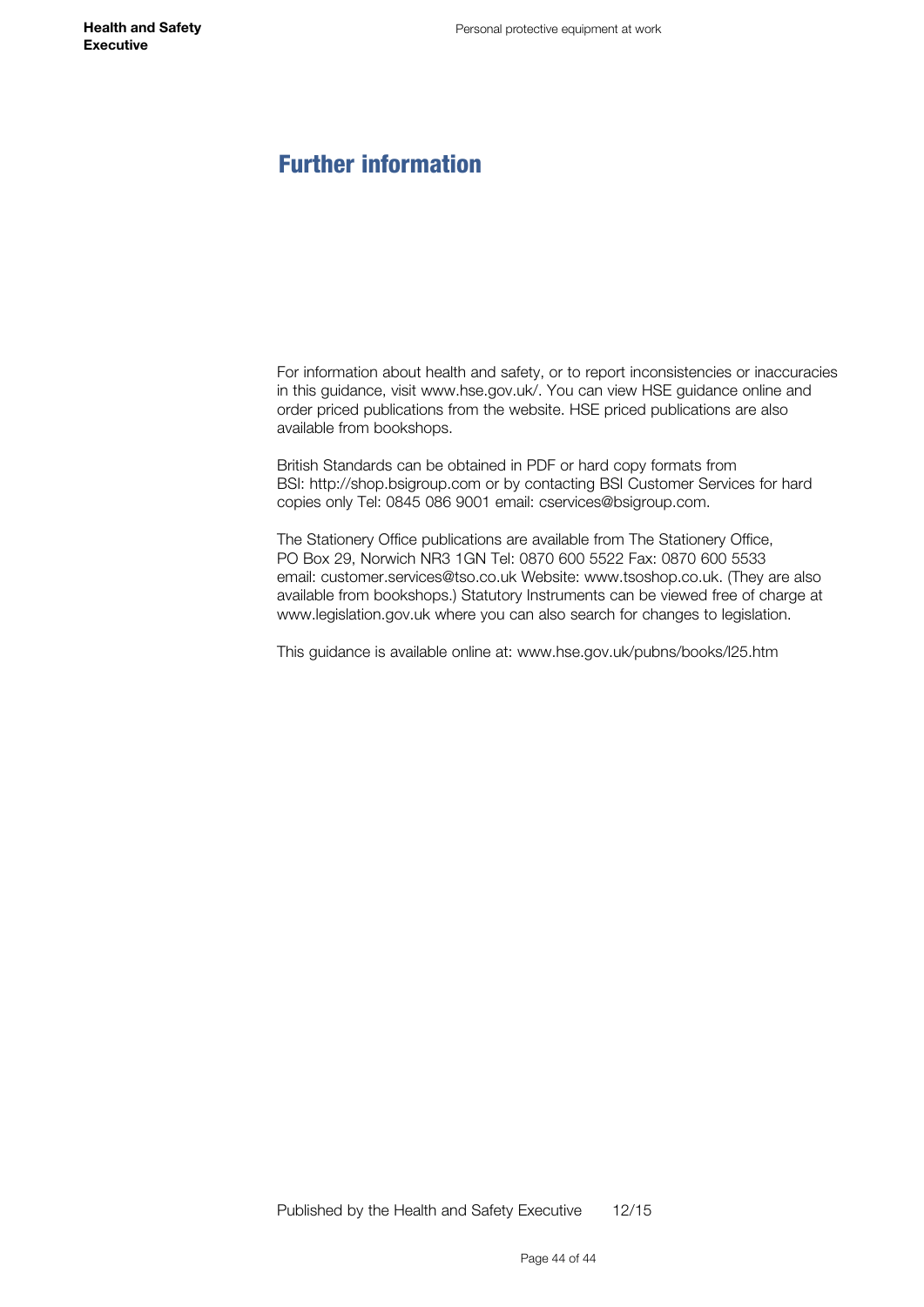# Further information

For information about health and safety, or to report inconsistencies or inaccuracies in this guidance, visit www.hse.gov.uk/. You can view HSE guidance online and order priced publications from the website. HSE priced publications are also available from bookshops.

British Standards can be obtained in PDF or hard copy formats from BSI: http://shop.bsigroup.com or by contacting BSI Customer Services for hard copies only Tel: 0845 086 9001 email: cservices@bsigroup.com.

The Stationery Office publications are available from The Stationery Office, PO Box 29, Norwich NR3 1GN Tel: 0870 600 5522 Fax: 0870 600 5533 email: customer.services@tso.co.uk Website: www.tsoshop.co.uk. (They are also available from bookshops.) Statutory Instruments can be viewed free of charge at www.legislation.gov.uk where you can also search for changes to legislation.

This guidance is available online at: www.hse.gov.uk/pubns/books/l25.htm

Published by the Health and Safety Executive 12/15